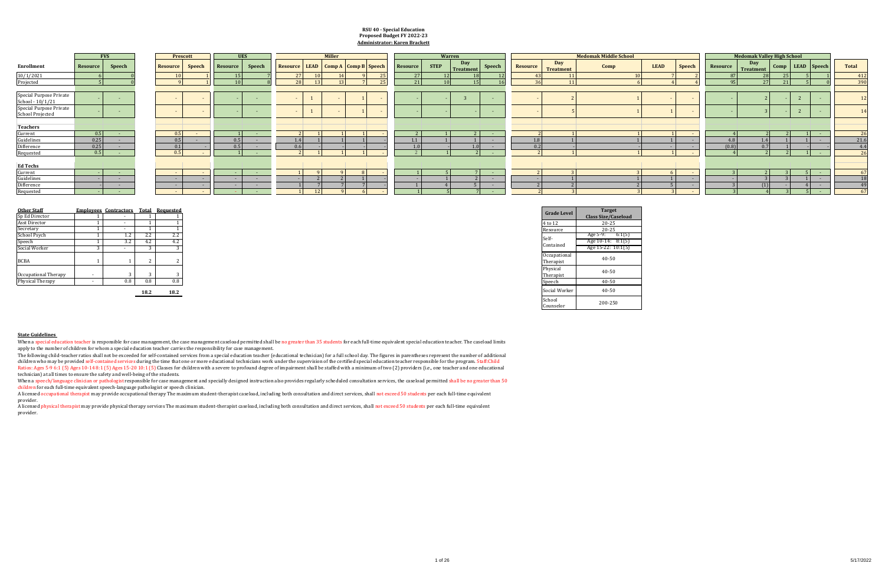**RSU 40 - Special Education**
**Proposed Budget FY 2022-23**
**Administrator: Karen Brackett**

| Enrollment | FVS | | Prescott | | UES | | Miller | | | | | Warren | | | | Medomak Middle School | | | | | Medomak Valley High School | | | | | Total |
|---|---|---|---|---|---|---|---|---|---|---|---|---|---|---|---|---|---|---|---|---|---|---|---|---|---|---|
| | Resource | Speech | Resource | Speech | Resource | Speech | Resource | LEAD | Comp A | Comp B | Speech | Resource | STEP | Day Treatment | Speech | Resource | Day Treatment | Comp | LEAD | Speech | Resource | Day Treatment | Comp | LEAD | Speech | |
| 10/1/2021 | 6 | 0 | 10 | 1 | 15 | 7 | 27 | 10 | 14 | 9 | 25 | 27 | 12 | 18 | 12 | 43 | 11 | 10 | 7 | 2 | 87 | 28 | 25 | 5 | 1 | 412 |
| Projected | 5 | 0 | 9 | 1 | 10 | 8 | 28 | 13 | 13 | 7 | 25 | 21 | 10 | 15 | 16 | 36 | 11 | 6 | 4 | 4 | 95 | 27 | 21 | 5 | 0 | 390 |
| Special Purpose Private School - 10/1/21 | - | - | - | - | - | - | - | 1 | - | 1 | - | - | - | 3 | - | - | 2 | 1 | - | - | - | 2 | - | 2 | - | 12 |
| Special Purpose Private School Projected | - | - | - | - | - | - | - | 1 | - | 1 | - | - | - | - | - | - | 5 | 1 | 1 | - | - | 3 | - | 2 | - | 14 |
| **Teachers** | | | | | | | | | | | | | | | | | | | | | | | | | | |
| Current | 0.5 | - | 0.5 | - | 1 | - | 2 | 1 | 1 | 1 | - | 2 | 1 | 2 | - | 2 | 1 | 1 | 1 | - | 4 | 2 | 2 | 1 | - | 26 |
| Guidelines | 0.25 | - | 0.5 | - | 0.5 | - | 1.4 | 1 | 1 | 1 | - | 1.1 | 1 | 1 | - | 1.8 | 1 | 1 | 1 | - | 4.8 | 1.4 | 1 | 1 | - | 21.6 |
| Difference | 0.25 | - | 0.1 | - | 0.5 | - | 0.6 | - | - | - | - | 1.0 | - | 1.0 | - | 0.2 | - | - | - | - | (0.8) | 0.7 | 1 | - | - | 4.4 |
| Requested | 0.5 | - | 0.5 | - | 1 | - | 2 | 1 | 1 | 1 | - | 2 | 1 | 2 | - | 2 | 1 | 1 | 1 | - | 4 | 2 | 2 | 1 | - | 26 |
| **Ed Techs** | | | | | | | | | | | | | | | | | | | | | | | | | | |
| Current | - | - | - | - | - | - | 1 | 9 | 9 | 8 | - | 1 | 5 | 7 | - | 2 | 3 | 3 | 6 | - | 3 | 2 | 3 | 5 | - | 67 |
| Guidelines | - | - | - | - | - | - | - | 2 | 2 | 1 | - | - | 1 | 2 | - | - | 1 | 1 | 1 | - | - | 3 | 3 | 1 | - | 18 |
| Difference | - | - | - | - | - | - | 1 | 7 | 7 | 7 | - | 1 | 4 | 5 | - | 2 | 2 | 2 | 5 | - | 3 | (1) | - | 4 | - | 49 |
| Requested | - | - | - | - | - | - | 1 | 12 | 9 | 6 | - | 1 | 5 | 7 | - | 2 | 3 | 3 | 3 | - | 3 | 4 | 3 | 5 | - | 67 |

| Other Staff | Employees | Contractors | Total | Requested |
|---|---|---|---|---|
| Sp Ed Director | 1 | - | 1 | 1 |
| Asst Director | 1 | - | 1 | 1 |
| Secretary | 1 | - | 1 | 1 |
| School Psych | 1 | 1.2 | 2.2 | 2.2 |
| Speech | 1 | 3.2 | 4.2 | 4.2 |
| Social Worker | 3 | - | 3 | 3 |
| BCBA | 1 | 1 | 2 | 2 |
| Occupational Therapy | - | 3 | 3 | 3 |
| Physical Therapy | - | 0.8 | 0.8 | 0.8 |
| | | | **18.2** | **18.2** |

| Grade Level | Target Class Size/Caseload |
|---|---|
| 4 to 12 | 20-25 |
| Resource | 20-25 |
| Self-Contained | Age 5-9: 6:1(5)<br>Age 10-14: 8:1(5)<br>Age 15-22: 10:1(5) |
| Occupational Therapist | 40-50 |
| Physical Therapist | 40-50 |
| Speech | 40-50 |
| Social Worker | 40-50 |
| School Counselor | 200-250 |

**State Guidelines**

When a special education teacher is responsible for case management, the case management caseload permitted shall be no greater than 35 students for each full-time equivalent special education teacher. The caseload limits apply to the number of children for whom a special education teacher carries the responsibility for case management.

The following child-teacher ratios shall not be exceeded for self-contained services from a special education teacher (educational technician) for a full school day. The figures in parentheses represent the number of additional children who may be provided self-contained services during the time that one or more educational technicians work under the supervision of the certified special education teacher responsible for the program. Staff:Child Ratios: Ages 5-9 6:1 (5) Ages 10-14 8:1 (5) Ages 15-20 10:1 (5) Classes for children with a severe to profound degree of impairment shall be staffed with a minimum of two (2) providers (i.e., one teacher and one educational technician) at all times to ensure the safety and well-being of the students.

When a speech/language clinician or pathologist responsible for case management and specially designed instruction also provides regularly scheduled consultation services, the caseload permitted shall be no greater than 50 children for each full-time equivalent speech-language pathologist or speech clinician.

A licensed occupational therapist may provide occupational therapy The maximum student-therapist caseload, including both consultation and direct services, shall not exceed 50 students per each full-time equivalent provider.

A licensed physical therapist may provide physical therapy services The maximum student-therapist caseload, including both consultation and direct services, shall not exceed 50 students per each full-time equivalent provider.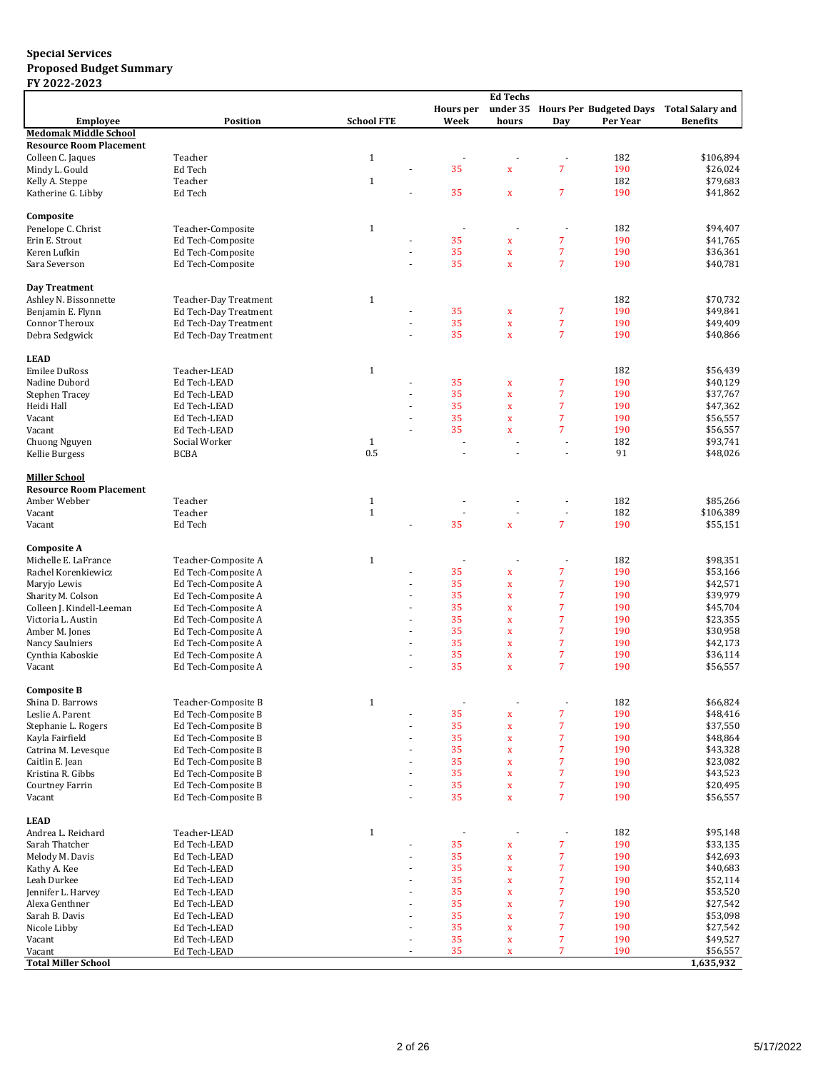**Special Services**
**Proposed Budget Summary**
**FY 2022-2023**

| Employee | Position | School FTE | | Hours per Week | Ed Techs under 35 hours | Hours Per Day | Budgeted Days Per Year | Total Salary and Benefits |
|---|---|---|---|---|---|---|---|---|
| **Medomak Middle School** | | | | | | | | |
| **Resource Room Placement** | | | | | | | | |
| Colleen C. Jaques | Teacher | 1 | | - | - | - | 182 | $106,894 |
| Mindy L. Gould | Ed Tech | | - | 35 | x | 7 | 190 | $26,024 |
| Kelly A. Steppe | Teacher | 1 | | | | | 182 | $79,683 |
| Katherine G. Libby | Ed Tech | | - | 35 | x | 7 | 190 | $41,862 |
| **Composite** | | | | | | | | |
| Penelope C. Christ | Teacher-Composite | 1 | | - | - | - | 182 | $94,407 |
| Erin E. Strout | Ed Tech-Composite | | - | 35 | x | 7 | 190 | $41,765 |
| Keren Lufkin | Ed Tech-Composite | | - | 35 | x | 7 | 190 | $36,361 |
| Sara Severson | Ed Tech-Composite | | - | 35 | x | 7 | 190 | $40,781 |
| **Day Treatment** | | | | | | | | |
| Ashley N. Bissonnette | Teacher-Day Treatment | 1 | | | | | 182 | $70,732 |
| Benjamin E. Flynn | Ed Tech-Day Treatment | | - | 35 | x | 7 | 190 | $49,841 |
| Connor Theroux | Ed Tech-Day Treatment | | - | 35 | x | 7 | 190 | $49,409 |
| Debra Sedgwick | Ed Tech-Day Treatment | | - | 35 | x | 7 | 190 | $40,866 |
| **LEAD** | | | | | | | | |
| Emilee DuRoss | Teacher-LEAD | 1 | | | | | 182 | $56,439 |
| Nadine Dubord | Ed Tech-LEAD | | - | 35 | x | 7 | 190 | $40,129 |
| Stephen Tracey | Ed Tech-LEAD | | - | 35 | x | 7 | 190 | $37,767 |
| Heidi Hall | Ed Tech-LEAD | | - | 35 | x | 7 | 190 | $47,362 |
| Vacant | Ed Tech-LEAD | | - | 35 | x | 7 | 190 | $56,557 |
| Vacant | Ed Tech-LEAD | | - | 35 | x | 7 | 190 | $56,557 |
| Chuong Nguyen | Social Worker | 1 | | - | - | - | 182 | $93,741 |
| Kellie Burgess | BCBA | 0.5 | | - | - | - | 91 | $48,026 |
| **Miller School** | | | | | | | | |
| **Resource Room Placement** | | | | | | | | |
| Amber Webber | Teacher | 1 | | - | - | - | 182 | $85,266 |
| Vacant | Teacher | 1 | | - | - | - | 182 | $106,389 |
| Vacant | Ed Tech | | - | 35 | x | 7 | 190 | $55,151 |
| **Composite A** | | | | | | | | |
| Michelle E. LaFrance | Teacher-Composite A | 1 | | - | - | - | 182 | $98,351 |
| Rachel Korenkiewicz | Ed Tech-Composite A | | - | 35 | x | 7 | 190 | $53,166 |
| Maryjo Lewis | Ed Tech-Composite A | | - | 35 | x | 7 | 190 | $42,571 |
| Sharity M. Colson | Ed Tech-Composite A | | - | 35 | x | 7 | 190 | $39,979 |
| Colleen J. Kindell-Leeman | Ed Tech-Composite A | | - | 35 | x | 7 | 190 | $45,704 |
| Victoria L. Austin | Ed Tech-Composite A | | - | 35 | x | 7 | 190 | $23,355 |
| Amber M. Jones | Ed Tech-Composite A | | - | 35 | x | 7 | 190 | $30,958 |
| Nancy Saulniers | Ed Tech-Composite A | | - | 35 | x | 7 | 190 | $42,173 |
| Cynthia Kaboskie | Ed Tech-Composite A | | - | 35 | x | 7 | 190 | $36,114 |
| Vacant | Ed Tech-Composite A | | - | 35 | x | 7 | 190 | $56,557 |
| **Composite B** | | | | | | | | |
| Shina D. Barrows | Teacher-Composite B | 1 | | - | - | - | 182 | $66,824 |
| Leslie A. Parent | Ed Tech-Composite B | | - | 35 | x | 7 | 190 | $48,416 |
| Stephanie L. Rogers | Ed Tech-Composite B | | - | 35 | x | 7 | 190 | $37,550 |
| Kayla Fairfield | Ed Tech-Composite B | | - | 35 | x | 7 | 190 | $48,864 |
| Catrina M. Levesque | Ed Tech-Composite B | | - | 35 | x | 7 | 190 | $43,328 |
| Caitlin E. Jean | Ed Tech-Composite B | | - | 35 | x | 7 | 190 | $23,082 |
| Kristina R. Gibbs | Ed Tech-Composite B | | - | 35 | x | 7 | 190 | $43,523 |
| Courtney Farrin | Ed Tech-Composite B | | - | 35 | x | 7 | 190 | $20,495 |
| Vacant | Ed Tech-Composite B | | - | 35 | x | 7 | 190 | $56,557 |
| **LEAD** | | | | | | | | |
| Andrea L. Reichard | Teacher-LEAD | 1 | | - | - | - | 182 | $95,148 |
| Sarah Thatcher | Ed Tech-LEAD | | - | 35 | x | 7 | 190 | $33,135 |
| Melody M. Davis | Ed Tech-LEAD | | - | 35 | x | 7 | 190 | $42,693 |
| Kathy A. Kee | Ed Tech-LEAD | | - | 35 | x | 7 | 190 | $40,683 |
| Leah Durkee | Ed Tech-LEAD | | - | 35 | x | 7 | 190 | $52,114 |
| Jennifer L. Harvey | Ed Tech-LEAD | | - | 35 | x | 7 | 190 | $53,520 |
| Alexa Genthner | Ed Tech-LEAD | | - | 35 | x | 7 | 190 | $27,542 |
| Sarah B. Davis | Ed Tech-LEAD | | - | 35 | x | 7 | 190 | $53,098 |
| Nicole Libby | Ed Tech-LEAD | | - | 35 | x | 7 | 190 | $27,542 |
| Vacant | Ed Tech-LEAD | | - | 35 | x | 7 | 190 | $49,527 |
| Vacant | Ed Tech-LEAD | | - | 35 | x | 7 | 190 | $56,557 |
| **Total Miller School** | | | | | | | | **1,635,932** |

5/17/2022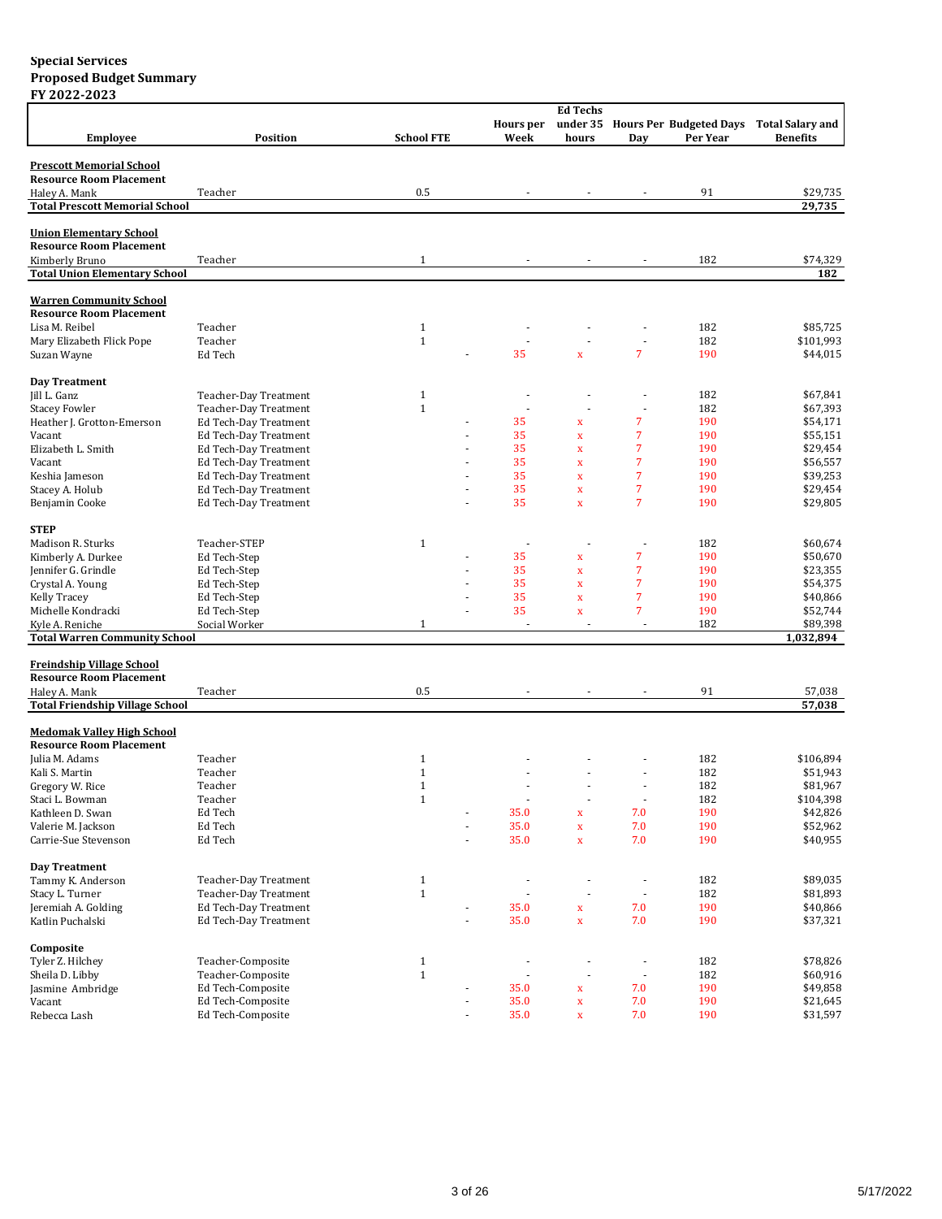**Special Services**
**Proposed Budget Summary**
**FY 2022-2023**

| Employee | Position | School FTE | | Hours per Week | Ed Techs under 35 hours | Hours Per Day | Budgeted Days Per Year | Total Salary and Benefits |
|---|---|---|---|---|---|---|---|---|
| **Prescott Memorial School** | | | | | | | | |
| **Resource Room Placement** | | | | | | | | |
| Haley A. Mank | Teacher | 0.5 | | - | - | - | 91 | $29,735 |
| **Total Prescott Memorial School** | | | | | | | | **29,735** |
| **Union Elementary School** | | | | | | | | |
| **Resource Room Placement** | | | | | | | | |
| Kimberly Bruno | Teacher | 1 | | - | - | - | 182 | $74,329 |
| **Total Union Elementary School** | | | | | | | | **182** |
| **Warren Community School** | | | | | | | | |
| **Resource Room Placement** | | | | | | | | |
| Lisa M. Reibel | Teacher | 1 | | - | - | - | 182 | $85,725 |
| Mary Elizabeth Flick Pope | Teacher | 1 | | - | - | - | 182 | $101,993 |
| Suzan Wayne | Ed Tech | | - | 35 | x | 7 | 190 | $44,015 |
| **Day Treatment** | | | | | | | | |
| Jill L. Ganz | Teacher-Day Treatment | 1 | | - | - | - | 182 | $67,841 |
| Stacey Fowler | Teacher-Day Treatment | 1 | | - | - | - | 182 | $67,393 |
| Heather J. Grotton-Emerson | Ed Tech-Day Treatment | | - | 35 | x | 7 | 190 | $54,171 |
| Vacant | Ed Tech-Day Treatment | | - | 35 | x | 7 | 190 | $55,151 |
| Elizabeth L. Smith | Ed Tech-Day Treatment | | - | 35 | x | 7 | 190 | $29,454 |
| Vacant | Ed Tech-Day Treatment | | - | 35 | x | 7 | 190 | $56,557 |
| Keshia Jameson | Ed Tech-Day Treatment | | - | 35 | x | 7 | 190 | $39,253 |
| Stacey A. Holub | Ed Tech-Day Treatment | | - | 35 | x | 7 | 190 | $29,454 |
| Benjamin Cooke | Ed Tech-Day Treatment | | - | 35 | x | 7 | 190 | $29,805 |
| **STEP** | | | | | | | | |
| Madison R. Sturks | Teacher-STEP | 1 | | - | - | - | 182 | $60,674 |
| Kimberly A. Durkee | Ed Tech-Step | | - | 35 | x | 7 | 190 | $50,670 |
| Jennifer G. Grindle | Ed Tech-Step | | - | 35 | x | 7 | 190 | $23,355 |
| Crystal A. Young | Ed Tech-Step | | - | 35 | x | 7 | 190 | $54,375 |
| Kelly Tracey | Ed Tech-Step | | - | 35 | x | 7 | 190 | $40,866 |
| Michelle Kondracki | Ed Tech-Step | | - | 35 | x | 7 | 190 | $52,744 |
| Kyle A. Reniche | Social Worker | 1 | | - | - | - | 182 | $89,398 |
| **Total Warren Community School** | | | | | | | | **1,032,894** |
| **Freindship Village School** | | | | | | | | |
| **Resource Room Placement** | | | | | | | | |
| Haley A. Mank | Teacher | 0.5 | | - | - | - | 91 | 57,038 |
| **Total Friendship Village School** | | | | | | | | **57,038** |
| **Medomak Valley High School** | | | | | | | | |
| **Resource Room Placement** | | | | | | | | |
| Julia M. Adams | Teacher | 1 | | - | - | - | 182 | $106,894 |
| Kali S. Martin | Teacher | 1 | | - | - | - | 182 | $51,943 |
| Gregory W. Rice | Teacher | 1 | | - | - | - | 182 | $81,967 |
| Staci L. Bowman | Teacher | 1 | | - | - | - | 182 | $104,398 |
| Kathleen D. Swan | Ed Tech | | - | 35.0 | x | 7.0 | 190 | $42,826 |
| Valerie M. Jackson | Ed Tech | | - | 35.0 | x | 7.0 | 190 | $52,962 |
| Carrie-Sue Stevenson | Ed Tech | | - | 35.0 | x | 7.0 | 190 | $40,955 |
| **Day Treatment** | | | | | | | | |
| Tammy K. Anderson | Teacher-Day Treatment | 1 | | - | - | - | 182 | $89,035 |
| Stacy L. Turner | Teacher-Day Treatment | 1 | | - | - | - | 182 | $81,893 |
| Jeremiah A. Golding | Ed Tech-Day Treatment | | - | 35.0 | x | 7.0 | 190 | $40,866 |
| Katlin Puchalski | Ed Tech-Day Treatment | | - | 35.0 | x | 7.0 | 190 | $37,321 |
| **Composite** | | | | | | | | |
| Tyler Z. Hilchey | Teacher-Composite | 1 | | - | - | - | 182 | $78,826 |
| Sheila D. Libby | Teacher-Composite | 1 | | - | - | - | 182 | $60,916 |
| Jasmine Ambridge | Ed Tech-Composite | | - | 35.0 | x | 7.0 | 190 | $49,858 |
| Vacant | Ed Tech-Composite | | - | 35.0 | x | 7.0 | 190 | $21,645 |
| Rebecca Lash | Ed Tech-Composite | | - | 35.0 | x | 7.0 | 190 | $31,597 |

5/17/2022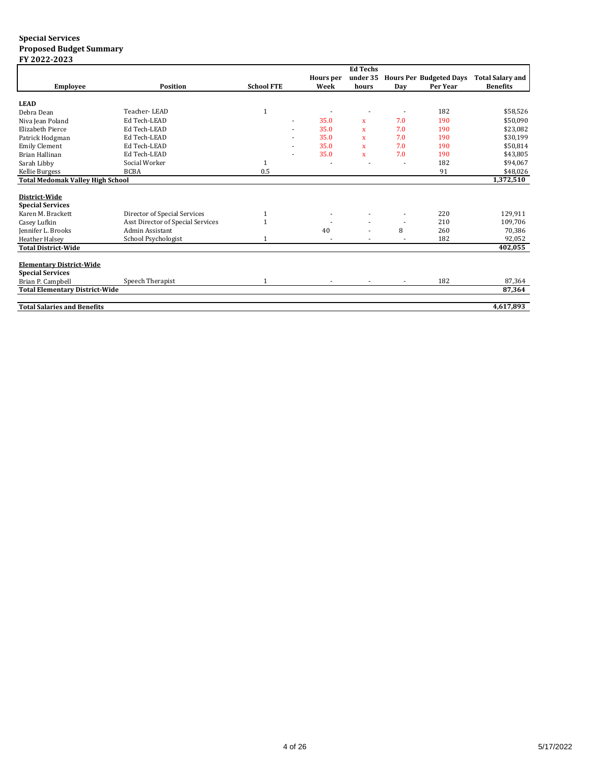**Special Services**
**Proposed Budget Summary**
**FY 2022-2023**

| Employee | Position | School FTE | | Hours per Week | Ed Techs under 35 hours | Hours Per Day | Budgeted Days Per Year | Total Salary and Benefits |
|---|---|---|---|---|---|---|---|---|
| **LEAD** | | | | | | | | |
| Debra Dean | Teacher- LEAD | 1 | | - | - | - | 182 | $58,526 |
| Niva Jean Poland | Ed Tech-LEAD | | - | 35.0 | x | 7.0 | 190 | $50,090 |
| Elizabeth Pierce | Ed Tech-LEAD | | - | 35.0 | x | 7.0 | 190 | $23,082 |
| Patrick Hodgman | Ed Tech-LEAD | | - | 35.0 | x | 7.0 | 190 | $30,199 |
| Emily Clement | Ed Tech-LEAD | | - | 35.0 | x | 7.0 | 190 | $50,814 |
| Brian Hallinan | Ed Tech-LEAD | | - | 35.0 | x | 7.0 | 190 | $43,805 |
| Sarah Libby | Social Worker | 1 | | - | - | - | 182 | $94,067 |
| Kellie Burgess | BCBA | 0.5 | | | | | 91 | $48,026 |
| **Total Medomak Valley High School** | | | | | | | | **1,372,510** |
| **District-Wide** | | | | | | | | |
| **Special Services** | | | | | | | | |
| Karen M. Brackett | Director of Special Services | 1 | | - | - | - | 220 | 129,911 |
| Casey Lufkin | Asst Director of Special Services | 1 | | - | - | - | 210 | 109,706 |
| Jennifer L. Brooks | Admin Assistant | | | 40 | - | 8 | 260 | 70,386 |
| Heather Halsey | School Psychologist | 1 | | - | - | - | 182 | 92,052 |
| **Total District-Wide** | | | | | | | | **402,055** |
| **Elementary District-Wide** | | | | | | | | |
| **Special Services** | | | | | | | | |
| Brian P. Campbell | Speech Therapist | 1 | | - | - | - | 182 | 87,364 |
| **Total Elementary District-Wide** | | | | | | | | **87,364** |
| **Total Salaries and Benefits** | | | | | | | | **4,617,893** |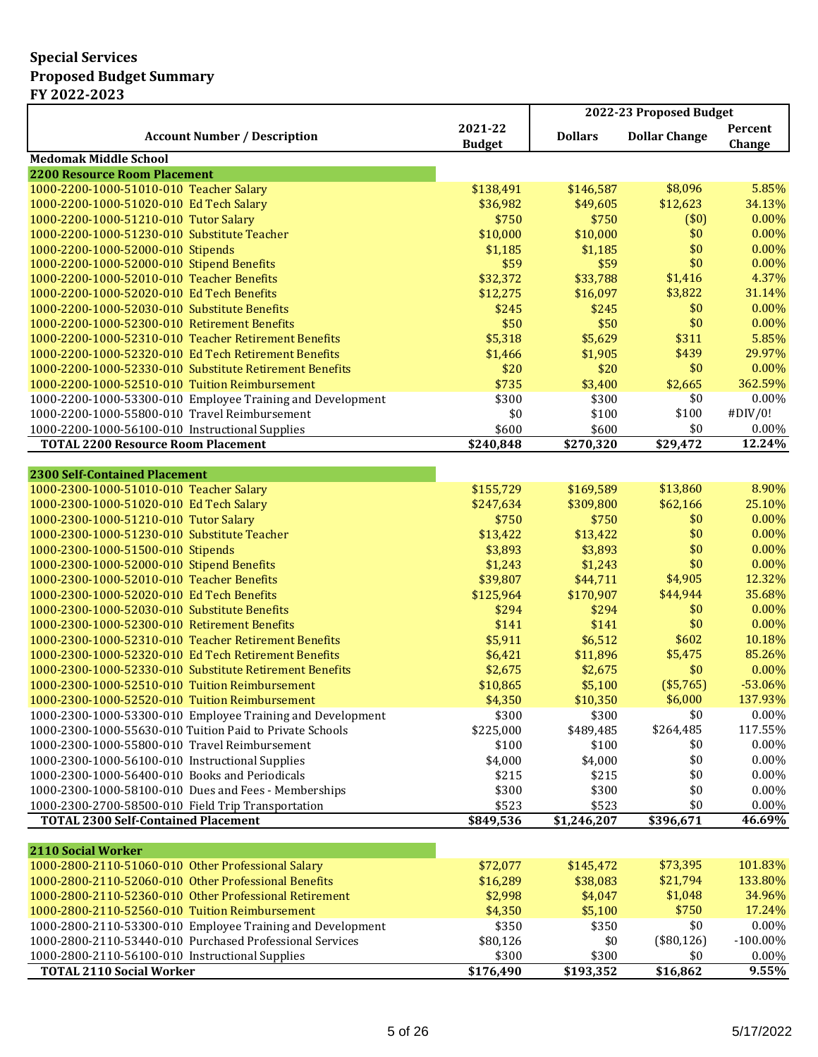**Special Services**
**Proposed Budget Summary**
**FY 2022-2023**

| Account Number / Description | 2021-22 Budget | 2022-23 Proposed Budget | | |
|---|---|---|---|---|
| | | Dollars | Dollar Change | Percent Change |
| **Medomak Middle School** | | | | |
| **2200 Resource Room Placement** | | | | |
| 1000-2200-1000-51010-010 Teacher Salary | $138,491 | $146,587 | $8,096 | 5.85% |
| 1000-2200-1000-51020-010 Ed Tech Salary | $36,982 | $49,605 | $12,623 | 34.13% |
| 1000-2200-1000-51210-010 Tutor Salary | $750 | $750 | ($0) | 0.00% |
| 1000-2200-1000-51230-010 Substitute Teacher | $10,000 | $10,000 | $0 | 0.00% |
| 1000-2200-1000-52000-010 Stipends | $1,185 | $1,185 | $0 | 0.00% |
| 1000-2200-1000-52000-010 Stipend Benefits | $59 | $59 | $0 | 0.00% |
| 1000-2200-1000-52010-010 Teacher Benefits | $32,372 | $33,788 | $1,416 | 4.37% |
| 1000-2200-1000-52020-010 Ed Tech Benefits | $12,275 | $16,097 | $3,822 | 31.14% |
| 1000-2200-1000-52030-010 Substitute Benefits | $245 | $245 | $0 | 0.00% |
| 1000-2200-1000-52300-010 Retirement Benefits | $50 | $50 | $0 | 0.00% |
| 1000-2200-1000-52310-010 Teacher Retirement Benefits | $5,318 | $5,629 | $311 | 5.85% |
| 1000-2200-1000-52320-010 Ed Tech Retirement Benefits | $1,466 | $1,905 | $439 | 29.97% |
| 1000-2200-1000-52330-010 Substitute Retirement Benefits | $20 | $20 | $0 | 0.00% |
| 1000-2200-1000-52510-010 Tuition Reimbursement | $735 | $3,400 | $2,665 | 362.59% |
| 1000-2200-1000-53300-010 Employee Training and Development | $300 | $300 | $0 | 0.00% |
| 1000-2200-1000-55800-010 Travel Reimbursement | $0 | $100 | $100 | #DIV/0! |
| 1000-2200-1000-56100-010 Instructional Supplies | $600 | $600 | $0 | 0.00% |
| **TOTAL 2200 Resource Room Placement** | **$240,848** | **$270,320** | **$29,472** | **12.24%** |
| | | | | |
| **2300 Self-Contained Placement** | | | | |
| 1000-2300-1000-51010-010 Teacher Salary | $155,729 | $169,589 | $13,860 | 8.90% |
| 1000-2300-1000-51020-010 Ed Tech Salary | $247,634 | $309,800 | $62,166 | 25.10% |
| 1000-2300-1000-51210-010 Tutor Salary | $750 | $750 | $0 | 0.00% |
| 1000-2300-1000-51230-010 Substitute Teacher | $13,422 | $13,422 | $0 | 0.00% |
| 1000-2300-1000-51500-010 Stipends | $3,893 | $3,893 | $0 | 0.00% |
| 1000-2300-1000-52000-010 Stipend Benefits | $1,243 | $1,243 | $0 | 0.00% |
| 1000-2300-1000-52010-010 Teacher Benefits | $39,807 | $44,711 | $4,905 | 12.32% |
| 1000-2300-1000-52020-010 Ed Tech Benefits | $125,964 | $170,907 | $44,944 | 35.68% |
| 1000-2300-1000-52030-010 Substitute Benefits | $294 | $294 | $0 | 0.00% |
| 1000-2300-1000-52300-010 Retirement Benefits | $141 | $141 | $0 | 0.00% |
| 1000-2300-1000-52310-010 Teacher Retirement Benefits | $5,911 | $6,512 | $602 | 10.18% |
| 1000-2300-1000-52320-010 Ed Tech Retirement Benefits | $6,421 | $11,896 | $5,475 | 85.26% |
| 1000-2300-1000-52330-010 Substitute Retirement Benefits | $2,675 | $2,675 | $0 | 0.00% |
| 1000-2300-1000-52510-010 Tuition Reimbursement | $10,865 | $5,100 | ($5,765) | -53.06% |
| 1000-2300-1000-52520-010 Tuition Reimbursement | $4,350 | $10,350 | $6,000 | 137.93% |
| 1000-2300-1000-53300-010 Employee Training and Development | $300 | $300 | $0 | 0.00% |
| 1000-2300-1000-55630-010 Tuition Paid to Private Schools | $225,000 | $489,485 | $264,485 | 117.55% |
| 1000-2300-1000-55800-010 Travel Reimbursement | $100 | $100 | $0 | 0.00% |
| 1000-2300-1000-56100-010 Instructional Supplies | $4,000 | $4,000 | $0 | 0.00% |
| 1000-2300-1000-56400-010 Books and Periodicals | $215 | $215 | $0 | 0.00% |
| 1000-2300-1000-58100-010 Dues and Fees - Memberships | $300 | $300 | $0 | 0.00% |
| 1000-2300-2700-58500-010 Field Trip Transportation | $523 | $523 | $0 | 0.00% |
| **TOTAL 2300 Self-Contained Placement** | **$849,536** | **$1,246,207** | **$396,671** | **46.69%** |
| | | | | |
| **2110 Social Worker** | | | | |
| 1000-2800-2110-51060-010 Other Professional Salary | $72,077 | $145,472 | $73,395 | 101.83% |
| 1000-2800-2110-52060-010 Other Professional Benefits | $16,289 | $38,083 | $21,794 | 133.80% |
| 1000-2800-2110-52360-010 Other Professional Retirement | $2,998 | $4,047 | $1,048 | 34.96% |
| 1000-2800-2110-52560-010 Tuition Reimbursement | $4,350 | $5,100 | $750 | 17.24% |
| 1000-2800-2110-53300-010 Employee Training and Development | $350 | $350 | $0 | 0.00% |
| 1000-2800-2110-53440-010 Purchased Professional Services | $80,126 | $0 | ($80,126) | -100.00% |
| 1000-2800-2110-56100-010 Instructional Supplies | $300 | $300 | $0 | 0.00% |
| **TOTAL 2110 Social Worker** | **$176,490** | **$193,352** | **$16,862** | **9.55%** |

5/17/2022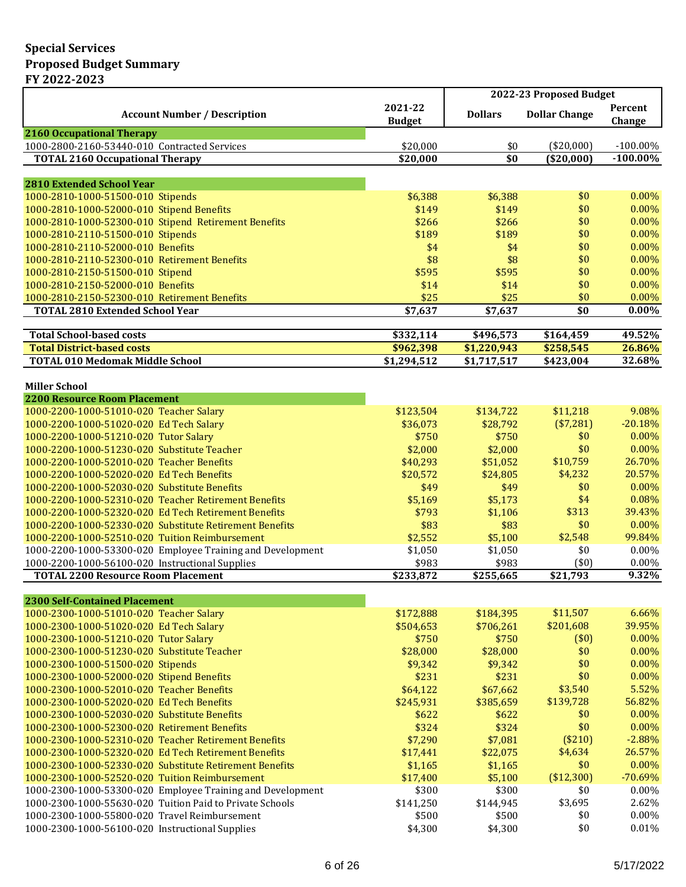**Special Services**
**Proposed Budget Summary**
**FY 2022-2023**

| Account Number / Description | 2021-22 Budget | 2022-23 Proposed Budget | | |
|---|---|---|---|---|
| | | Dollars | Dollar Change | Percent Change |
| **2160 Occupational Therapy** | | | | |
| 1000-2800-2160-53440-010 Contracted Services | $20,000 | $0 | ($20,000) | -100.00% |
| **TOTAL 2160 Occupational Therapy** | **$20,000** | **$0** | **($20,000)** | **-100.00%** |
| | | | | |
| **2810 Extended School Year** | | | | |
| 1000-2810-1000-51500-010 Stipends | $6,388 | $6,388 | $0 | 0.00% |
| 1000-2810-1000-52000-010 Stipend Benefits | $149 | $149 | $0 | 0.00% |
| 1000-2810-1000-52300-010 Stipend Retirement Benefits | $266 | $266 | $0 | 0.00% |
| 1000-2810-2110-51500-010 Stipends | $189 | $189 | $0 | 0.00% |
| 1000-2810-2110-52000-010 Benefits | $4 | $4 | $0 | 0.00% |
| 1000-2810-2110-52300-010 Retirement Benefits | $8 | $8 | $0 | 0.00% |
| 1000-2810-2150-51500-010 Stipend | $595 | $595 | $0 | 0.00% |
| 1000-2810-2150-52000-010 Benefits | $14 | $14 | $0 | 0.00% |
| 1000-2810-2150-52300-010 Retirement Benefits | $25 | $25 | $0 | 0.00% |
| **TOTAL 2810 Extended School Year** | **$7,637** | **$7,637** | **$0** | **0.00%** |
| | | | | |
| **Total School-based costs** | **$332,114** | **$496,573** | **$164,459** | **49.52%** |
| **Total District-based costs** | **$962,398** | **$1,220,943** | **$258,545** | **26.86%** |
| **TOTAL 010 Medomak Middle School** | **$1,294,512** | **$1,717,517** | **$423,004** | **32.68%** |
| | | | | |
| **Miller School** | | | | |
| **2200 Resource Room Placement** | | | | |
| 1000-2200-1000-51010-020 Teacher Salary | $123,504 | $134,722 | $11,218 | 9.08% |
| 1000-2200-1000-51020-020 Ed Tech Salary | $36,073 | $28,792 | ($7,281) | -20.18% |
| 1000-2200-1000-51210-020 Tutor Salary | $750 | $750 | $0 | 0.00% |
| 1000-2200-1000-51230-020 Substitute Teacher | $2,000 | $2,000 | $0 | 0.00% |
| 1000-2200-1000-52010-020 Teacher Benefits | $40,293 | $51,052 | $10,759 | 26.70% |
| 1000-2200-1000-52020-020 Ed Tech Benefits | $20,572 | $24,805 | $4,232 | 20.57% |
| 1000-2200-1000-52030-020 Substitute Benefits | $49 | $49 | $0 | 0.00% |
| 1000-2200-1000-52310-020 Teacher Retirement Benefits | $5,169 | $5,173 | $4 | 0.08% |
| 1000-2200-1000-52320-020 Ed Tech Retirement Benefits | $793 | $1,106 | $313 | 39.43% |
| 1000-2200-1000-52330-020 Substitute Retirement Benefits | $83 | $83 | $0 | 0.00% |
| 1000-2200-1000-52510-020 Tuition Reimbursement | $2,552 | $5,100 | $2,548 | 99.84% |
| 1000-2200-1000-53300-020 Employee Training and Development | $1,050 | $1,050 | $0 | 0.00% |
| 1000-2200-1000-56100-020 Instructional Supplies | $983 | $983 | ($0) | 0.00% |
| **TOTAL 2200 Resource Room Placement** | **$233,872** | **$255,665** | **$21,793** | **9.32%** |
| | | | | |
| **2300 Self-Contained Placement** | | | | |
| 1000-2300-1000-51010-020 Teacher Salary | $172,888 | $184,395 | $11,507 | 6.66% |
| 1000-2300-1000-51020-020 Ed Tech Salary | $504,653 | $706,261 | $201,608 | 39.95% |
| 1000-2300-1000-51210-020 Tutor Salary | $750 | $750 | ($0) | 0.00% |
| 1000-2300-1000-51230-020 Substitute Teacher | $28,000 | $28,000 | $0 | 0.00% |
| 1000-2300-1000-51500-020 Stipends | $9,342 | $9,342 | $0 | 0.00% |
| 1000-2300-1000-52000-020 Stipend Benefits | $231 | $231 | $0 | 0.00% |
| 1000-2300-1000-52010-020 Teacher Benefits | $64,122 | $67,662 | $3,540 | 5.52% |
| 1000-2300-1000-52020-020 Ed Tech Benefits | $245,931 | $385,659 | $139,728 | 56.82% |
| 1000-2300-1000-52030-020 Substitute Benefits | $622 | $622 | $0 | 0.00% |
| 1000-2300-1000-52300-020 Retirement Benefits | $324 | $324 | $0 | 0.00% |
| 1000-2300-1000-52310-020 Teacher Retirement Benefits | $7,290 | $7,081 | ($210) | -2.88% |
| 1000-2300-1000-52320-020 Ed Tech Retirement Benefits | $17,441 | $22,075 | $4,634 | 26.57% |
| 1000-2300-1000-52330-020 Substitute Retirement Benefits | $1,165 | $1,165 | $0 | 0.00% |
| 1000-2300-1000-52520-020 Tuition Reimbursement | $17,400 | $5,100 | ($12,300) | -70.69% |
| 1000-2300-1000-53300-020 Employee Training and Development | $300 | $300 | $0 | 0.00% |
| 1000-2300-1000-55630-020 Tuition Paid to Private Schools | $141,250 | $144,945 | $3,695 | 2.62% |
| 1000-2300-1000-55800-020 Travel Reimbursement | $500 | $500 | $0 | 0.00% |
| 1000-2300-1000-56100-020 Instructional Supplies | $4,300 | $4,300 | $0 | 0.01% |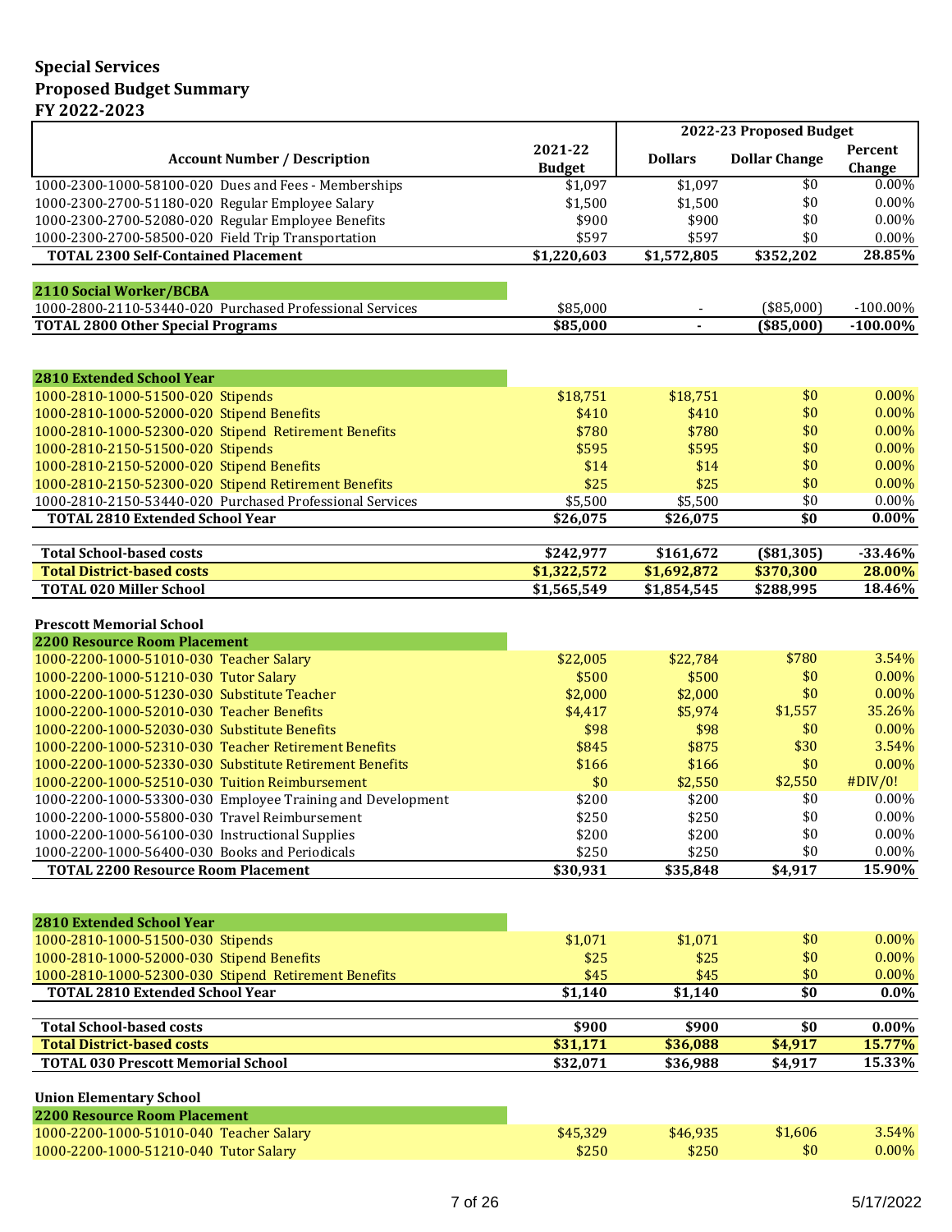# Special Services
## Proposed Budget Summary
## FY 2022-2023

| Account Number / Description | 2021-22 Budget | 2022-23 Proposed Budget Dollars | Dollar Change | Percent Change |
|---|---|---|---|---|
| 1000-2300-1000-58100-020 Dues and Fees - Memberships | $1,097 | $1,097 | $0 | 0.00% |
| 1000-2300-2700-51180-020 Regular Employee Salary | $1,500 | $1,500 | $0 | 0.00% |
| 1000-2300-2700-52080-020 Regular Employee Benefits | $900 | $900 | $0 | 0.00% |
| 1000-2300-2700-58500-020 Field Trip Transportation | $597 | $597 | $0 | 0.00% |
| **TOTAL 2300 Self-Contained Placement** | **$1,220,603** | **$1,572,805** | **$352,202** | **28.85%** |
| | | | | |
| **2110 Social Worker/BCBA** | | | | |
| 1000-2800-2110-53440-020 Purchased Professional Services | $85,000 | - | ($85,000) | -100.00% |
| **TOTAL 2800 Other Special Programs** | **$85,000** | **-** | **($85,000)** | **-100.00%** |
| | | | | |
| **2810 Extended School Year** | | | | |
| 1000-2810-1000-51500-020 Stipends | $18,751 | $18,751 | $0 | 0.00% |
| 1000-2810-1000-52000-020 Stipend Benefits | $410 | $410 | $0 | 0.00% |
| 1000-2810-1000-52300-020 Stipend Retirement Benefits | $780 | $780 | $0 | 0.00% |
| 1000-2810-2150-51500-020 Stipends | $595 | $595 | $0 | 0.00% |
| 1000-2810-2150-52000-020 Stipend Benefits | $14 | $14 | $0 | 0.00% |
| 1000-2810-2150-52300-020 Stipend Retirement Benefits | $25 | $25 | $0 | 0.00% |
| 1000-2810-2150-53440-020 Purchased Professional Services | $5,500 | $5,500 | $0 | 0.00% |
| **TOTAL 2810 Extended School Year** | **$26,075** | **$26,075** | **$0** | **0.00%** |
| | | | | |
| **Total School-based costs** | **$242,977** | **$161,672** | **($81,305)** | **-33.46%** |
| **Total District-based costs** | **$1,322,572** | **$1,692,872** | **$370,300** | **28.00%** |
| **TOTAL 020 Miller School** | **$1,565,549** | **$1,854,545** | **$288,995** | **18.46%** |
| | | | | |
| **Prescott Memorial School** | | | | |
| **2200 Resource Room Placement** | | | | |
| 1000-2200-1000-51010-030 Teacher Salary | $22,005 | $22,784 | $780 | 3.54% |
| 1000-2200-1000-51210-030 Tutor Salary | $500 | $500 | $0 | 0.00% |
| 1000-2200-1000-51230-030 Substitute Teacher | $2,000 | $2,000 | $0 | 0.00% |
| 1000-2200-1000-52010-030 Teacher Benefits | $4,417 | $5,974 | $1,557 | 35.26% |
| 1000-2200-1000-52030-030 Substitute Benefits | $98 | $98 | $0 | 0.00% |
| 1000-2200-1000-52310-030 Teacher Retirement Benefits | $845 | $875 | $30 | 3.54% |
| 1000-2200-1000-52330-030 Substitute Retirement Benefits | $166 | $166 | $0 | 0.00% |
| 1000-2200-1000-52510-030 Tuition Reimbursement | $0 | $2,550 | $2,550 | #DIV/0! |
| 1000-2200-1000-53300-030 Employee Training and Development | $200 | $200 | $0 | 0.00% |
| 1000-2200-1000-55800-030 Travel Reimbursement | $250 | $250 | $0 | 0.00% |
| 1000-2200-1000-56100-030 Instructional Supplies | $200 | $200 | $0 | 0.00% |
| 1000-2200-1000-56400-030 Books and Periodicals | $250 | $250 | $0 | 0.00% |
| **TOTAL 2200 Resource Room Placement** | **$30,931** | **$35,848** | **$4,917** | **15.90%** |
| | | | | |
| **2810 Extended School Year** | | | | |
| 1000-2810-1000-51500-030 Stipends | $1,071 | $1,071 | $0 | 0.00% |
| 1000-2810-1000-52000-030 Stipend Benefits | $25 | $25 | $0 | 0.00% |
| 1000-2810-1000-52300-030 Stipend Retirement Benefits | $45 | $45 | $0 | 0.00% |
| **TOTAL 2810 Extended School Year** | **$1,140** | **$1,140** | **$0** | **0.0%** |
| | | | | |
| **Total School-based costs** | **$900** | **$900** | **$0** | **0.00%** |
| **Total District-based costs** | **$31,171** | **$36,088** | **$4,917** | **15.77%** |
| **TOTAL 030 Prescott Memorial School** | **$32,071** | **$36,988** | **$4,917** | **15.33%** |
| | | | | |
| **Union Elementary School** | | | | |
| **2200 Resource Room Placement** | | | | |
| 1000-2200-1000-51010-040 Teacher Salary | $45,329 | $46,935 | $1,606 | 3.54% |
| 1000-2200-1000-51210-040 Tutor Salary | $250 | $250 | $0 | 0.00% |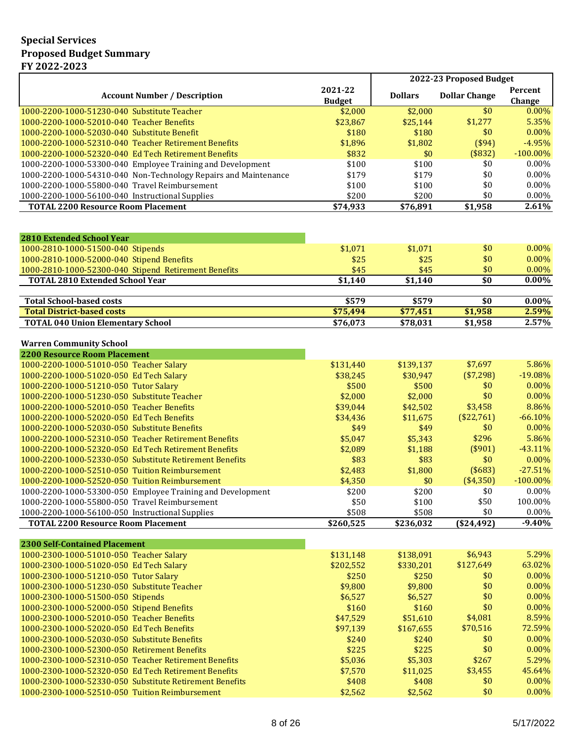**Special Services**
**Proposed Budget Summary**
**FY 2022-2023**

| Account Number / Description | 2021-22 Budget | 2022-23 Proposed Budget Dollars | Dollar Change | Percent Change |
|---|---|---|---|---|
| 1000-2200-1000-51230-040 Substitute Teacher | $2,000 | $2,000 | $0 | 0.00% |
| 1000-2200-1000-52010-040 Teacher Benefits | $23,867 | $25,144 | $1,277 | 5.35% |
| 1000-2200-1000-52030-040 Substitute Benefit | $180 | $180 | $0 | 0.00% |
| 1000-2200-1000-52310-040 Teacher Retirement Benefits | $1,896 | $1,802 | ($94) | -4.95% |
| 1000-2200-1000-52320-040 Ed Tech Retirement Benefits | $832 | $0 | ($832) | -100.00% |
| 1000-2200-1000-53300-040 Employee Training and Development | $100 | $100 | $0 | 0.00% |
| 1000-2200-1000-54310-040 Non-Technology Repairs and Maintenance | $179 | $179 | $0 | 0.00% |
| 1000-2200-1000-55800-040 Travel Reimbursement | $100 | $100 | $0 | 0.00% |
| 1000-2200-1000-56100-040 Instructional Supplies | $200 | $200 | $0 | 0.00% |
| **TOTAL 2200 Resource Room Placement** | **$74,933** | **$76,891** | **$1,958** | **2.61%** |
| | | | | |
| **2810 Extended School Year** | | | | |
| 1000-2810-1000-51500-040 Stipends | $1,071 | $1,071 | $0 | 0.00% |
| 1000-2810-1000-52000-040 Stipend Benefits | $25 | $25 | $0 | 0.00% |
| 1000-2810-1000-52300-040 Stipend Retirement Benefits | $45 | $45 | $0 | 0.00% |
| **TOTAL 2810 Extended School Year** | **$1,140** | **$1,140** | **$0** | **0.00%** |
| | | | | |
| **Total School-based costs** | **$579** | **$579** | **$0** | **0.00%** |
| **Total District-based costs** | **$75,494** | **$77,451** | **$1,958** | **2.59%** |
| **TOTAL 040 Union Elementary School** | **$76,073** | **$78,031** | **$1,958** | **2.57%** |
| | | | | |
| **Warren Community School** | | | | |
| **2200 Resource Room Placement** | | | | |
| 1000-2200-1000-51010-050 Teacher Salary | $131,440 | $139,137 | $7,697 | 5.86% |
| 1000-2200-1000-51020-050 Ed Tech Salary | $38,245 | $30,947 | ($7,298) | -19.08% |
| 1000-2200-1000-51210-050 Tutor Salary | $500 | $500 | $0 | 0.00% |
| 1000-2200-1000-51230-050 Substitute Teacher | $2,000 | $2,000 | $0 | 0.00% |
| 1000-2200-1000-52010-050 Teacher Benefits | $39,044 | $42,502 | $3,458 | 8.86% |
| 1000-2200-1000-52020-050 Ed Tech Benefits | $34,436 | $11,675 | ($22,761) | -66.10% |
| 1000-2200-1000-52030-050 Substitute Benefits | $49 | $49 | $0 | 0.00% |
| 1000-2200-1000-52310-050 Teacher Retirement Benefits | $5,047 | $5,343 | $296 | 5.86% |
| 1000-2200-1000-52320-050 Ed Tech Retirement Benefits | $2,089 | $1,188 | ($901) | -43.11% |
| 1000-2200-1000-52330-050 Substitute Retirement Benefits | $83 | $83 | $0 | 0.00% |
| 1000-2200-1000-52510-050 Tuition Reimbursement | $2,483 | $1,800 | ($683) | -27.51% |
| 1000-2200-1000-52520-050 Tuition Reimbursement | $4,350 | $0 | ($4,350) | -100.00% |
| 1000-2200-1000-53300-050 Employee Training and Development | $200 | $200 | $0 | 0.00% |
| 1000-2200-1000-55800-050 Travel Reimbursement | $50 | $100 | $50 | 100.00% |
| 1000-2200-1000-56100-050 Instructional Supplies | $508 | $508 | $0 | 0.00% |
| **TOTAL 2200 Resource Room Placement** | **$260,525** | **$236,032** | **($24,492)** | **-9.40%** |
| | | | | |
| **2300 Self-Contained Placement** | | | | |
| 1000-2300-1000-51010-050 Teacher Salary | $131,148 | $138,091 | $6,943 | 5.29% |
| 1000-2300-1000-51020-050 Ed Tech Salary | $202,552 | $330,201 | $127,649 | 63.02% |
| 1000-2300-1000-51210-050 Tutor Salary | $250 | $250 | $0 | 0.00% |
| 1000-2300-1000-51230-050 Substitute Teacher | $9,800 | $9,800 | $0 | 0.00% |
| 1000-2300-1000-51500-050 Stipends | $6,527 | $6,527 | $0 | 0.00% |
| 1000-2300-1000-52000-050 Stipend Benefits | $160 | $160 | $0 | 0.00% |
| 1000-2300-1000-52010-050 Teacher Benefits | $47,529 | $51,610 | $4,081 | 8.59% |
| 1000-2300-1000-52020-050 Ed Tech Benefits | $97,139 | $167,655 | $70,516 | 72.59% |
| 1000-2300-1000-52030-050 Substitute Benefits | $240 | $240 | $0 | 0.00% |
| 1000-2300-1000-52300-050 Retirement Benefits | $225 | $225 | $0 | 0.00% |
| 1000-2300-1000-52310-050 Teacher Retirement Benefits | $5,036 | $5,303 | $267 | 5.29% |
| 1000-2300-1000-52320-050 Ed Tech Retirement Benefits | $7,570 | $11,025 | $3,455 | 45.64% |
| 1000-2300-1000-52330-050 Substitute Retirement Benefits | $408 | $408 | $0 | 0.00% |
| 1000-2300-1000-52510-050 Tuition Reimbursement | $2,562 | $2,562 | $0 | 0.00% |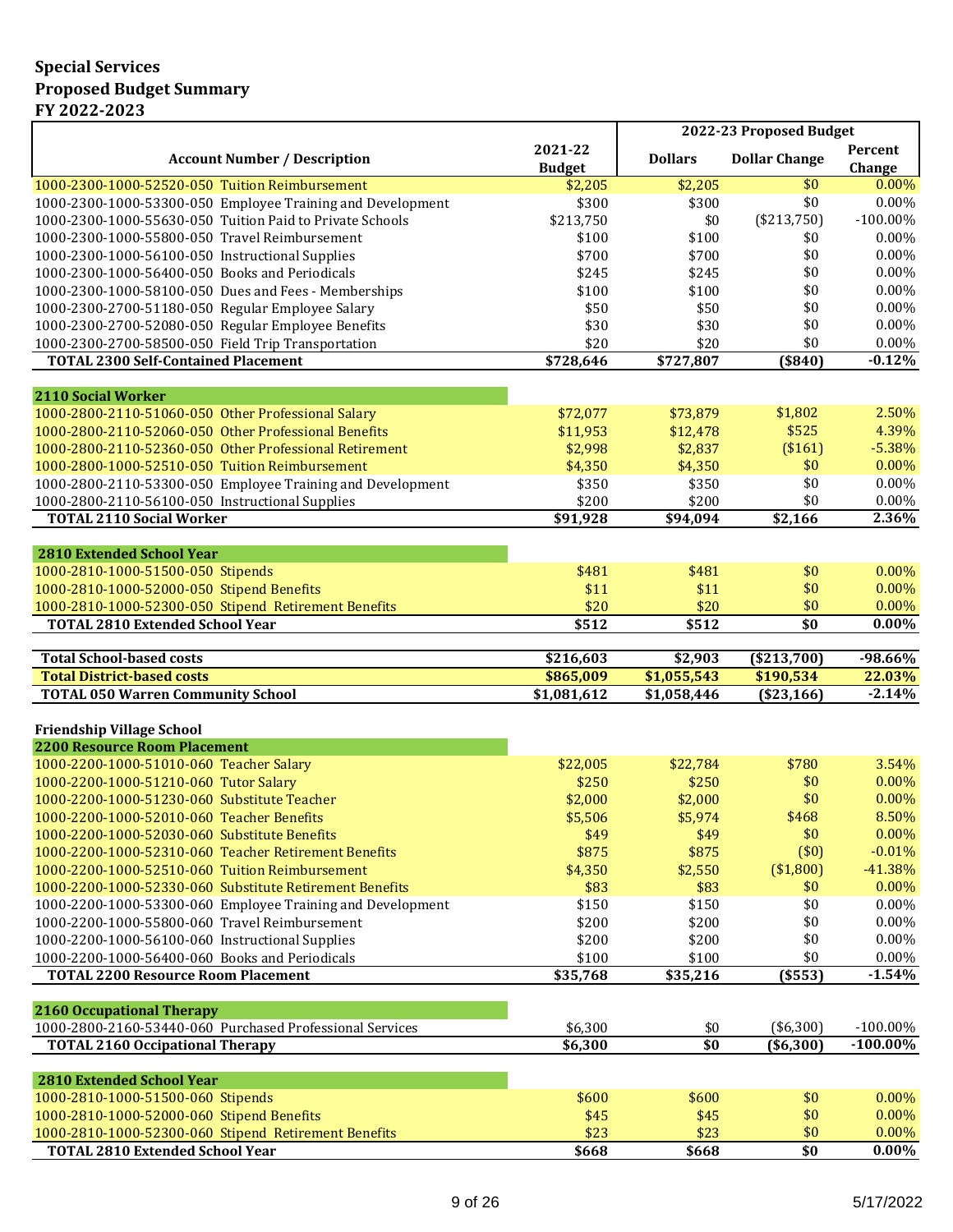**Special Services**
**Proposed Budget Summary**
**FY 2022-2023**

| Account Number / Description | 2021-22 Budget | 2022-23 Proposed Budget Dollars | Dollar Change | Percent Change |
|---|---|---|---|---|
| 1000-2300-1000-52520-050 Tuition Reimbursement | $2,205 | $2,205 | $0 | 0.00% |
| 1000-2300-1000-53300-050 Employee Training and Development | $300 | $300 | $0 | 0.00% |
| 1000-2300-1000-55630-050 Tuition Paid to Private Schools | $213,750 | $0 | ($213,750) | -100.00% |
| 1000-2300-1000-55800-050 Travel Reimbursement | $100 | $100 | $0 | 0.00% |
| 1000-2300-1000-56100-050 Instructional Supplies | $700 | $700 | $0 | 0.00% |
| 1000-2300-1000-56400-050 Books and Periodicals | $245 | $245 | $0 | 0.00% |
| 1000-2300-1000-58100-050 Dues and Fees - Memberships | $100 | $100 | $0 | 0.00% |
| 1000-2300-2700-51180-050 Regular Employee Salary | $50 | $50 | $0 | 0.00% |
| 1000-2300-2700-52080-050 Regular Employee Benefits | $30 | $30 | $0 | 0.00% |
| 1000-2300-2700-58500-050 Field Trip Transportation | $20 | $20 | $0 | 0.00% |
| **TOTAL 2300 Self-Contained Placement** | **$728,646** | **$727,807** | **($840)** | **-0.12%** |
| | | | | |
| **2110 Social Worker** | | | | |
| 1000-2800-2110-51060-050 Other Professional Salary | $72,077 | $73,879 | $1,802 | 2.50% |
| 1000-2800-2110-52060-050 Other Professional Benefits | $11,953 | $12,478 | $525 | 4.39% |
| 1000-2800-2110-52360-050 Other Professional Retirement | $2,998 | $2,837 | ($161) | -5.38% |
| 1000-2800-1000-52510-050 Tuition Reimbursement | $4,350 | $4,350 | $0 | 0.00% |
| 1000-2800-2110-53300-050 Employee Training and Development | $350 | $350 | $0 | 0.00% |
| 1000-2800-2110-56100-050 Instructional Supplies | $200 | $200 | $0 | 0.00% |
| **TOTAL 2110 Social Worker** | **$91,928** | **$94,094** | **$2,166** | **2.36%** |
| | | | | |
| **2810 Extended School Year** | | | | |
| 1000-2810-1000-51500-050 Stipends | $481 | $481 | $0 | 0.00% |
| 1000-2810-1000-52000-050 Stipend Benefits | $11 | $11 | $0 | 0.00% |
| 1000-2810-1000-52300-050 Stipend Retirement Benefits | $20 | $20 | $0 | 0.00% |
| **TOTAL 2810 Extended School Year** | **$512** | **$512** | **$0** | **0.00%** |
| | | | | |
| **Total School-based costs** | **$216,603** | **$2,903** | **($213,700)** | **-98.66%** |
| **Total District-based costs** | **$865,009** | **$1,055,543** | **$190,534** | **22.03%** |
| **TOTAL 050 Warren Community School** | **$1,081,612** | **$1,058,446** | **($23,166)** | **-2.14%** |
| | | | | |
| **Friendship Village School** | | | | |
| **2200 Resource Room Placement** | | | | |
| 1000-2200-1000-51010-060 Teacher Salary | $22,005 | $22,784 | $780 | 3.54% |
| 1000-2200-1000-51210-060 Tutor Salary | $250 | $250 | $0 | 0.00% |
| 1000-2200-1000-51230-060 Substitute Teacher | $2,000 | $2,000 | $0 | 0.00% |
| 1000-2200-1000-52010-060 Teacher Benefits | $5,506 | $5,974 | $468 | 8.50% |
| 1000-2200-1000-52030-060 Substitute Benefits | $49 | $49 | $0 | 0.00% |
| 1000-2200-1000-52310-060 Teacher Retirement Benefits | $875 | $875 | ($0) | -0.01% |
| 1000-2200-1000-52510-060 Tuition Reimbursement | $4,350 | $2,550 | ($1,800) | -41.38% |
| 1000-2200-1000-52330-060 Substitute Retirement Benefits | $83 | $83 | $0 | 0.00% |
| 1000-2200-1000-53300-060 Employee Training and Development | $150 | $150 | $0 | 0.00% |
| 1000-2200-1000-55800-060 Travel Reimbursement | $200 | $200 | $0 | 0.00% |
| 1000-2200-1000-56100-060 Instructional Supplies | $200 | $200 | $0 | 0.00% |
| 1000-2200-1000-56400-060 Books and Periodicals | $100 | $100 | $0 | 0.00% |
| **TOTAL 2200 Resource Room Placement** | **$35,768** | **$35,216** | **($553)** | **-1.54%** |
| | | | | |
| **2160 Occupational Therapy** | | | | |
| 1000-2800-2160-53440-060 Purchased Professional Services | $6,300 | $0 | ($6,300) | -100.00% |
| **TOTAL 2160 Occipational Therapy** | **$6,300** | **$0** | **($6,300)** | **-100.00%** |
| | | | | |
| **2810 Extended School Year** | | | | |
| 1000-2810-1000-51500-060 Stipends | $600 | $600 | $0 | 0.00% |
| 1000-2810-1000-52000-060 Stipend Benefits | $45 | $45 | $0 | 0.00% |
| 1000-2810-1000-52300-060 Stipend Retirement Benefits | $23 | $23 | $0 | 0.00% |
| **TOTAL 2810 Extended School Year** | **$668** | **$668** | **$0** | **0.00%** |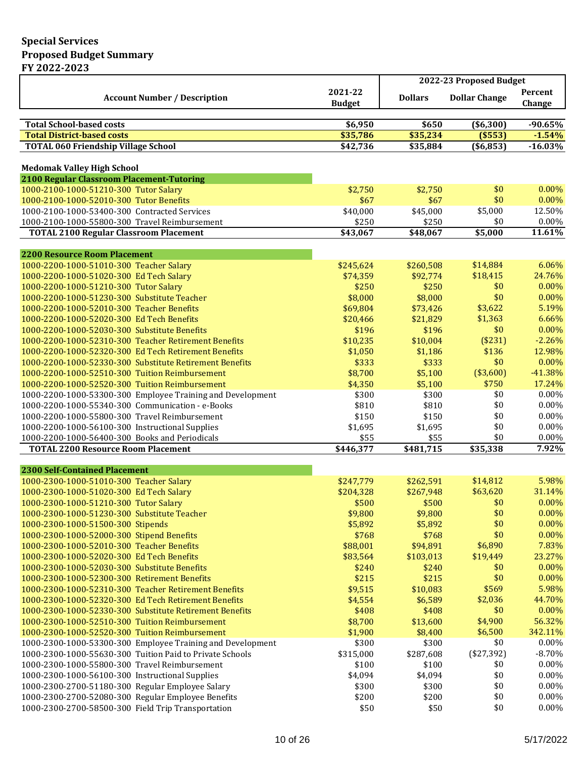**Special Services**
**Proposed Budget Summary**
**FY 2022-2023**

| Account Number / Description | 2021-22 Budget | 2022-23 Proposed Budget | | |
|---|---|---|---|---|
| | | Dollars | Dollar Change | Percent Change |
| **Total School-based costs** | **$6,950** | **$650** | **($6,300)** | **-90.65%** |
| **Total District-based costs** | **$35,786** | **$35,234** | **($553)** | **-1.54%** |
| **TOTAL 060 Friendship Village School** | **$42,736** | **$35,884** | **($6,853)** | **-16.03%** |
| | | | | |
| **Medomak Valley High School** | | | | |
| **2100 Regular Classroom Placement-Tutoring** | | | | |
| 1000-2100-1000-51210-300 Tutor Salary | $2,750 | $2,750 | $0 | 0.00% |
| 1000-2100-1000-52010-300 Tutor Benefits | $67 | $67 | $0 | 0.00% |
| 1000-2100-1000-53400-300 Contracted Services | $40,000 | $45,000 | $5,000 | 12.50% |
| 1000-2100-1000-55800-300 Travel Reimbursement | $250 | $250 | $0 | 0.00% |
| **TOTAL 2100 Regular Classroom Placement** | **$43,067** | **$48,067** | **$5,000** | **11.61%** |
| | | | | |
| **2200 Resource Room Placement** | | | | |
| 1000-2200-1000-51010-300 Teacher Salary | $245,624 | $260,508 | $14,884 | 6.06% |
| 1000-2200-1000-51020-300 Ed Tech Salary | $74,359 | $92,774 | $18,415 | 24.76% |
| 1000-2200-1000-51210-300 Tutor Salary | $250 | $250 | $0 | 0.00% |
| 1000-2200-1000-51230-300 Substitute Teacher | $8,000 | $8,000 | $0 | 0.00% |
| 1000-2200-1000-52010-300 Teacher Benefits | $69,804 | $73,426 | $3,622 | 5.19% |
| 1000-2200-1000-52020-300 Ed Tech Benefits | $20,466 | $21,829 | $1,363 | 6.66% |
| 1000-2200-1000-52030-300 Substitute Benefits | $196 | $196 | $0 | 0.00% |
| 1000-2200-1000-52310-300 Teacher Retirement Benefits | $10,235 | $10,004 | ($231) | -2.26% |
| 1000-2200-1000-52320-300 Ed Tech Retirement Benefits | $1,050 | $1,186 | $136 | 12.98% |
| 1000-2200-1000-52330-300 Substitute Retirement Benefits | $333 | $333 | $0 | 0.00% |
| 1000-2200-1000-52510-300 Tuition Reimbursement | $8,700 | $5,100 | ($3,600) | -41.38% |
| 1000-2200-1000-52520-300 Tuition Reimbursement | $4,350 | $5,100 | $750 | 17.24% |
| 1000-2200-1000-53300-300 Employee Training and Development | $300 | $300 | $0 | 0.00% |
| 1000-2200-1000-55340-300 Communication - e-Books | $810 | $810 | $0 | 0.00% |
| 1000-2200-1000-55800-300 Travel Reimbursement | $150 | $150 | $0 | 0.00% |
| 1000-2200-1000-56100-300 Instructional Supplies | $1,695 | $1,695 | $0 | 0.00% |
| 1000-2200-1000-56400-300 Books and Periodicals | $55 | $55 | $0 | 0.00% |
| **TOTAL 2200 Resource Room Placement** | **$446,377** | **$481,715** | **$35,338** | **7.92%** |
| | | | | |
| **2300 Self-Contained Placement** | | | | |
| 1000-2300-1000-51010-300 Teacher Salary | $247,779 | $262,591 | $14,812 | 5.98% |
| 1000-2300-1000-51020-300 Ed Tech Salary | $204,328 | $267,948 | $63,620 | 31.14% |
| 1000-2300-1000-51210-300 Tutor Salary | $500 | $500 | $0 | 0.00% |
| 1000-2300-1000-51230-300 Substitute Teacher | $9,800 | $9,800 | $0 | 0.00% |
| 1000-2300-1000-51500-300 Stipends | $5,892 | $5,892 | $0 | 0.00% |
| 1000-2300-1000-52000-300 Stipend Benefits | $768 | $768 | $0 | 0.00% |
| 1000-2300-1000-52010-300 Teacher Benefits | $88,001 | $94,891 | $6,890 | 7.83% |
| 1000-2300-1000-52020-300 Ed Tech Benefits | $83,564 | $103,013 | $19,449 | 23.27% |
| 1000-2300-1000-52030-300 Substitute Benefits | $240 | $240 | $0 | 0.00% |
| 1000-2300-1000-52300-300 Retirement Benefits | $215 | $215 | $0 | 0.00% |
| 1000-2300-1000-52310-300 Teacher Retirement Benefits | $9,515 | $10,083 | $569 | 5.98% |
| 1000-2300-1000-52320-300 Ed Tech Retirement Benefits | $4,554 | $6,589 | $2,036 | 44.70% |
| 1000-2300-1000-52330-300 Substitute Retirement Benefits | $408 | $408 | $0 | 0.00% |
| 1000-2300-1000-52510-300 Tuition Reimbursement | $8,700 | $13,600 | $4,900 | 56.32% |
| 1000-2300-1000-52520-300 Tuition Reimbursement | $1,900 | $8,400 | $6,500 | 342.11% |
| 1000-2300-1000-53300-300 Employee Training and Development | $300 | $300 | $0 | 0.00% |
| 1000-2300-1000-55630-300 Tuition Paid to Private Schools | $315,000 | $287,608 | ($27,392) | -8.70% |
| 1000-2300-1000-55800-300 Travel Reimbursement | $100 | $100 | $0 | 0.00% |
| 1000-2300-1000-56100-300 Instructional Supplies | $4,094 | $4,094 | $0 | 0.00% |
| 1000-2300-2700-51180-300 Regular Employee Salary | $300 | $300 | $0 | 0.00% |
| 1000-2300-2700-52080-300 Regular Employee Benefits | $200 | $200 | $0 | 0.00% |
| 1000-2300-2700-58500-300 Field Trip Transportation | $50 | $50 | $0 | 0.00% |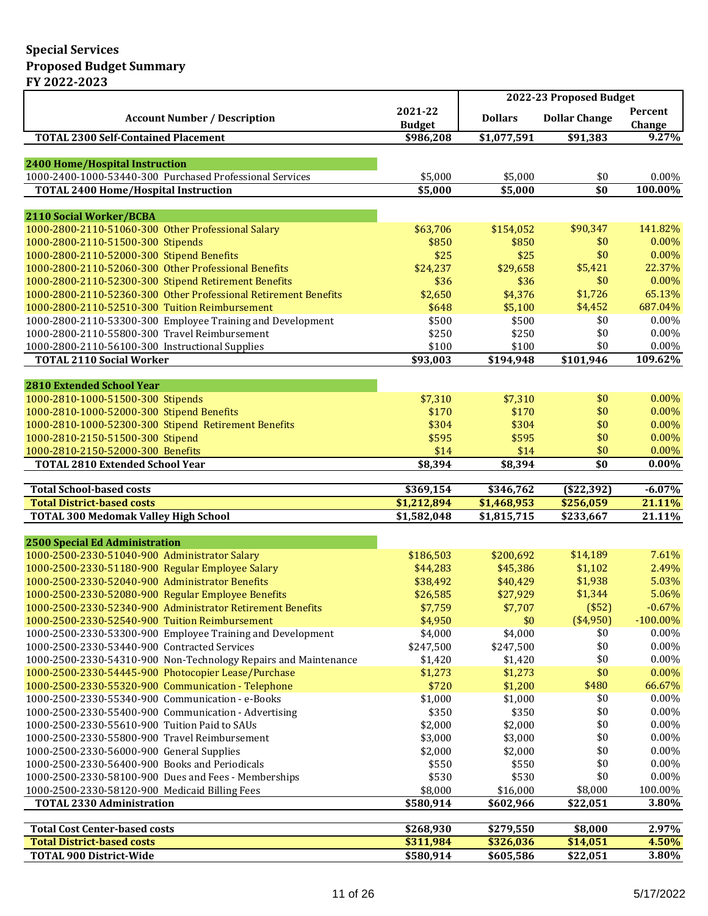# Special Services
## Proposed Budget Summary
### FY 2022-2023

| Account Number / Description | 2021-22 Budget | 2022-23 Proposed Budget Dollars | Dollar Change | Percent Change |
|---|---|---|---|---|
| **TOTAL 2300 Self-Contained Placement** | **$986,208** | **$1,077,591** | **$91,383** | **9.27%** |
| | | | | |
| **2400 Home/Hospital Instruction** | | | | |
| 1000-2400-1000-53440-300 Purchased Professional Services | $5,000 | $5,000 | $0 | 0.00% |
| **TOTAL 2400 Home/Hospital Instruction** | **$5,000** | **$5,000** | **$0** | **100.00%** |
| | | | | |
| **2110 Social Worker/BCBA** | | | | |
| 1000-2800-2110-51060-300 Other Professional Salary | $63,706 | $154,052 | $90,347 | 141.82% |
| 1000-2800-2110-51500-300 Stipends | $850 | $850 | $0 | 0.00% |
| 1000-2800-2110-52000-300 Stipend Benefits | $25 | $25 | $0 | 0.00% |
| 1000-2800-2110-52060-300 Other Professional Benefits | $24,237 | $29,658 | $5,421 | 22.37% |
| 1000-2800-2110-52300-300 Stipend Retirement Benefits | $36 | $36 | $0 | 0.00% |
| 1000-2800-2110-52360-300 Other Professional Retirement Benefits | $2,650 | $4,376 | $1,726 | 65.13% |
| 1000-2800-2110-52510-300 Tuition Reimbursement | $648 | $5,100 | $4,452 | 687.04% |
| 1000-2800-2110-53300-300 Employee Training and Development | $500 | $500 | $0 | 0.00% |
| 1000-2800-2110-55800-300 Travel Reimbursement | $250 | $250 | $0 | 0.00% |
| 1000-2800-2110-56100-300 Instructional Supplies | $100 | $100 | $0 | 0.00% |
| **TOTAL 2110 Social Worker** | **$93,003** | **$194,948** | **$101,946** | **109.62%** |
| | | | | |
| **2810 Extended School Year** | | | | |
| 1000-2810-1000-51500-300 Stipends | $7,310 | $7,310 | $0 | 0.00% |
| 1000-2810-1000-52000-300 Stipend Benefits | $170 | $170 | $0 | 0.00% |
| 1000-2810-1000-52300-300 Stipend Retirement Benefits | $304 | $304 | $0 | 0.00% |
| 1000-2810-2150-51500-300 Stipend | $595 | $595 | $0 | 0.00% |
| 1000-2810-2150-52000-300 Benefits | $14 | $14 | $0 | 0.00% |
| **TOTAL 2810 Extended School Year** | **$8,394** | **$8,394** | **$0** | **0.00%** |
| | | | | |
| **Total School-based costs** | **$369,154** | **$346,762** | **($22,392)** | **-6.07%** |
| **Total District-based costs** | **$1,212,894** | **$1,468,953** | **$256,059** | **21.11%** |
| **TOTAL 300 Medomak Valley High School** | **$1,582,048** | **$1,815,715** | **$233,667** | **21.11%** |
| | | | | |
| **2500 Special Ed Administration** | | | | |
| 1000-2500-2330-51040-900 Administrator Salary | $186,503 | $200,692 | $14,189 | 7.61% |
| 1000-2500-2330-51180-900 Regular Employee Salary | $44,283 | $45,386 | $1,102 | 2.49% |
| 1000-2500-2330-52040-900 Administrator Benefits | $38,492 | $40,429 | $1,938 | 5.03% |
| 1000-2500-2330-52080-900 Regular Employee Benefits | $26,585 | $27,929 | $1,344 | 5.06% |
| 1000-2500-2330-52340-900 Administrator Retirement Benefits | $7,759 | $7,707 | ($52) | -0.67% |
| 1000-2500-2330-52540-900 Tuition Reimbursement | $4,950 | $0 | ($4,950) | -100.00% |
| 1000-2500-2330-53300-900 Employee Training and Development | $4,000 | $4,000 | $0 | 0.00% |
| 1000-2500-2330-53440-900 Contracted Services | $247,500 | $247,500 | $0 | 0.00% |
| 1000-2500-2330-54310-900 Non-Technology Repairs and Maintenance | $1,420 | $1,420 | $0 | 0.00% |
| 1000-2500-2330-54445-900 Photocopier Lease/Purchase | $1,273 | $1,273 | $0 | 0.00% |
| 1000-2500-2330-55320-900 Communication - Telephone | $720 | $1,200 | $480 | 66.67% |
| 1000-2500-2330-55340-900 Communication - e-Books | $1,000 | $1,000 | $0 | 0.00% |
| 1000-2500-2330-55400-900 Communication - Advertising | $350 | $350 | $0 | 0.00% |
| 1000-2500-2330-55610-900 Tuition Paid to SAUs | $2,000 | $2,000 | $0 | 0.00% |
| 1000-2500-2330-55800-900 Travel Reimbursement | $3,000 | $3,000 | $0 | 0.00% |
| 1000-2500-2330-56000-900 General Supplies | $2,000 | $2,000 | $0 | 0.00% |
| 1000-2500-2330-56400-900 Books and Periodicals | $550 | $550 | $0 | 0.00% |
| 1000-2500-2330-58100-900 Dues and Fees - Memberships | $530 | $530 | $0 | 0.00% |
| 1000-2500-2330-58120-900 Medicaid Billing Fees | $8,000 | $16,000 | $8,000 | 100.00% |
| **TOTAL 2330 Administration** | **$580,914** | **$602,966** | **$22,051** | **3.80%** |
| | | | | |
| **Total Cost Center-based costs** | **$268,930** | **$279,550** | **$8,000** | **2.97%** |
| **Total District-based costs** | **$311,984** | **$326,036** | **$14,051** | **4.50%** |
| **TOTAL 900 District-Wide** | **$580,914** | **$605,586** | **$22,051** | **3.80%** |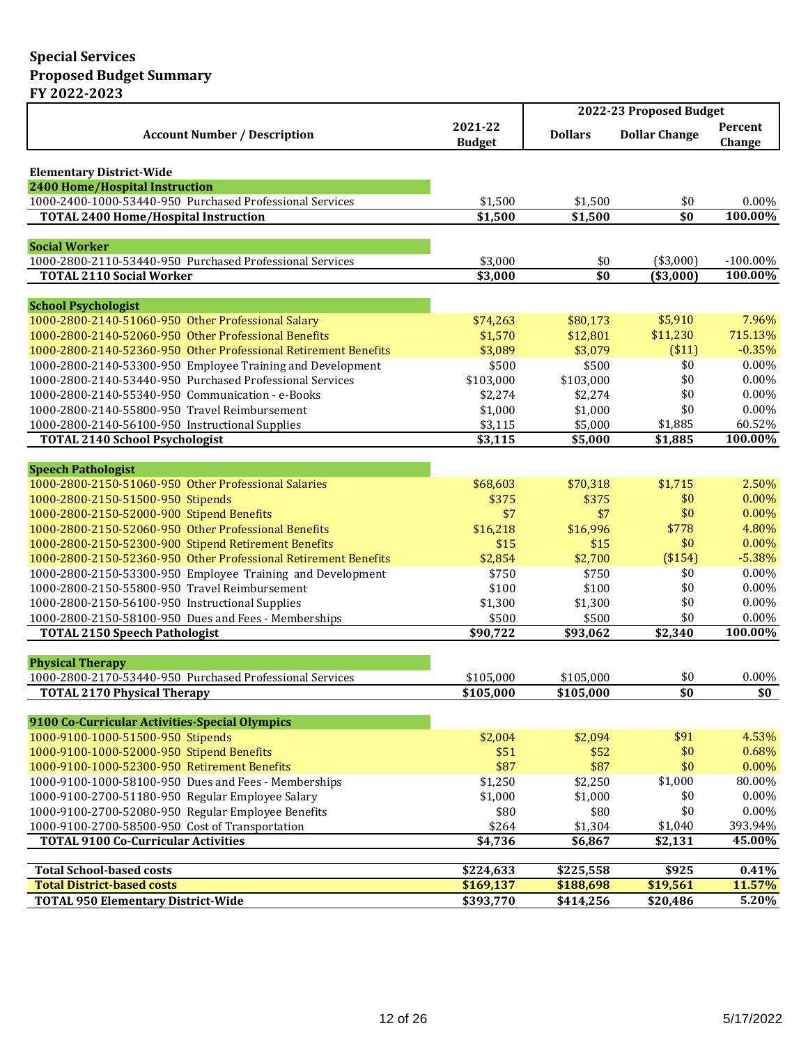# Special Services
## Proposed Budget Summary
## FY 2022-2023

| Account Number / Description | 2021-22 Budget | 2022-23 Proposed Budget Dollars | Dollar Change | Percent Change |
|---|---|---|---|---|
| **Elementary District-Wide** | | | | |
| **2400 Home/Hospital Instruction** | | | | |
| 1000-2400-1000-53440-950 Purchased Professional Services | $1,500 | $1,500 | $0 | 0.00% |
| **TOTAL 2400 Home/Hospital Instruction** | **$1,500** | **$1,500** | **$0** | **100.00%** |
| **Social Worker** | | | | |
| 1000-2800-2110-53440-950 Purchased Professional Services | $3,000 | $0 | ($3,000) | -100.00% |
| **TOTAL 2110 Social Worker** | **$3,000** | **$0** | **($3,000)** | **100.00%** |
| **School Psychologist** | | | | |
| 1000-2800-2140-51060-950 Other Professional Salary | $74,263 | $80,173 | $5,910 | 7.96% |
| 1000-2800-2140-52060-950 Other Professional Benefits | $1,570 | $12,801 | $11,230 | 715.13% |
| 1000-2800-2140-52360-950 Other Professional Retirement Benefits | $3,089 | $3,079 | ($11) | -0.35% |
| 1000-2800-2140-53300-950 Employee Training and Development | $500 | $500 | $0 | 0.00% |
| 1000-2800-2140-53440-950 Purchased Professional Services | $103,000 | $103,000 | $0 | 0.00% |
| 1000-2800-2140-55340-950 Communication - e-Books | $2,274 | $2,274 | $0 | 0.00% |
| 1000-2800-2140-55800-950 Travel Reimbursement | $1,000 | $1,000 | $0 | 0.00% |
| 1000-2800-2140-56100-950 Instructional Supplies | $3,115 | $5,000 | $1,885 | 60.52% |
| **TOTAL 2140 School Psychologist** | **$3,115** | **$5,000** | **$1,885** | **100.00%** |
| **Speech Pathologist** | | | | |
| 1000-2800-2150-51060-950 Other Professional Salaries | $68,603 | $70,318 | $1,715 | 2.50% |
| 1000-2800-2150-51500-950 Stipends | $375 | $375 | $0 | 0.00% |
| 1000-2800-2150-52000-900 Stipend Benefits | $7 | $7 | $0 | 0.00% |
| 1000-2800-2150-52060-950 Other Professional Benefits | $16,218 | $16,996 | $778 | 4.80% |
| 1000-2800-2150-52300-900 Stipend Retirement Benefits | $15 | $15 | $0 | 0.00% |
| 1000-2800-2150-52360-950 Other Professional Retirement Benefits | $2,854 | $2,700 | ($154) | -5.38% |
| 1000-2800-2150-53300-950 Employee Training and Development | $750 | $750 | $0 | 0.00% |
| 1000-2800-2150-55800-950 Travel Reimbursement | $100 | $100 | $0 | 0.00% |
| 1000-2800-2150-56100-950 Instructional Supplies | $1,300 | $1,300 | $0 | 0.00% |
| 1000-2800-2150-58100-950 Dues and Fees - Memberships | $500 | $500 | $0 | 0.00% |
| **TOTAL 2150 Speech Pathologist** | **$90,722** | **$93,062** | **$2,340** | **100.00%** |
| **Physical Therapy** | | | | |
| 1000-2800-2170-53440-950 Purchased Professional Services | $105,000 | $105,000 | $0 | 0.00% |
| **TOTAL 2170 Physical Therapy** | **$105,000** | **$105,000** | **$0** | **$0** |
| **9100 Co-Curricular Activities-Special Olympics** | | | | |
| 1000-9100-1000-51500-950 Stipends | $2,004 | $2,094 | $91 | 4.53% |
| 1000-9100-1000-52000-950 Stipend Benefits | $51 | $52 | $0 | 0.68% |
| 1000-9100-1000-52300-950 Retirement Benefits | $87 | $87 | $0 | 0.00% |
| 1000-9100-1000-58100-950 Dues and Fees - Memberships | $1,250 | $2,250 | $1,000 | 80.00% |
| 1000-9100-2700-51180-950 Regular Employee Salary | $1,000 | $1,000 | $0 | 0.00% |
| 1000-9100-2700-52080-950 Regular Employee Benefits | $80 | $80 | $0 | 0.00% |
| 1000-9100-2700-58500-950 Cost of Transportation | $264 | $1,304 | $1,040 | 393.94% |
| **TOTAL 9100 Co-Curricular Activities** | **$4,736** | **$6,867** | **$2,131** | **45.00%** |
| **Total School-based costs** | **$224,633** | **$225,558** | **$925** | **0.41%** |
| **Total District-based costs** | **$169,137** | **$188,698** | **$19,561** | **11.57%** |
| **TOTAL 950 Elementary District-Wide** | **$393,770** | **$414,256** | **$20,486** | **5.20%** |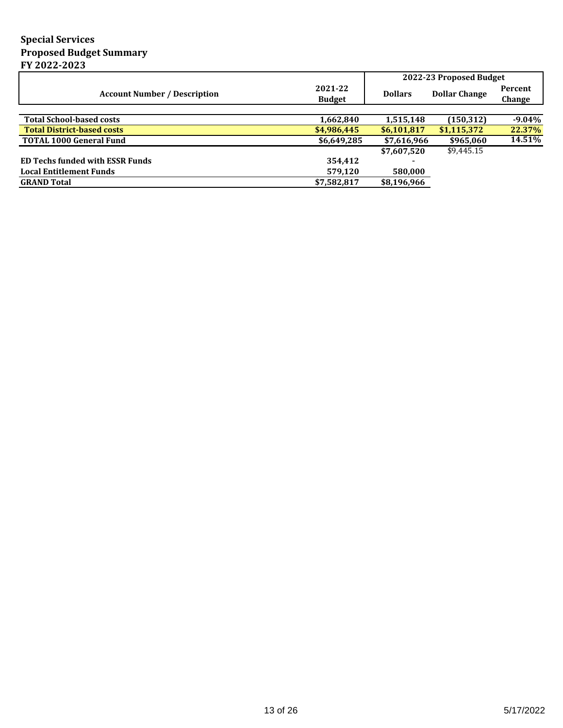**Special Services**
**Proposed Budget Summary**
**FY 2022-2023**

| Account Number / Description | 2021-22 Budget | 2022-23 Proposed Budget | | |
|---|---|---|---|---|
| | | Dollars | Dollar Change | Percent Change |
| **Total School-based costs** | **1,662,840** | **1,515,148** | **(150,312)** | **-9.04%** |
| **Total District-based costs** | **$4,986,445** | **$6,101,817** | **$1,115,372** | **22.37%** |
| **TOTAL 1000 General Fund** | **$6,649,285** | **$7,616,966** | **$965,060** | **14.51%** |
| | | **$7,607,520** | $9,445.15 | |
| **ED Techs funded with ESSR Funds** | **354,412** | - | | |
| **Local Entitlement Funds** | **579,120** | **580,000** | | |
| **GRAND Total** | **$7,582,817** | **$8,196,966** | | |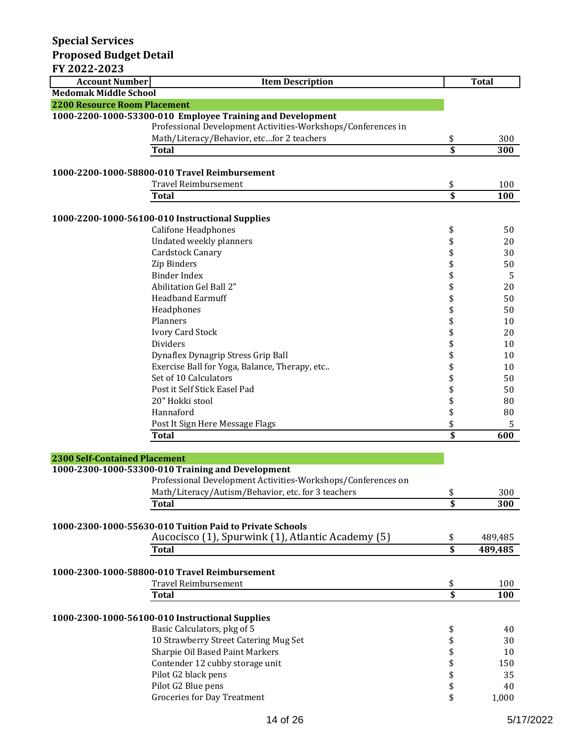# Special Services
## Proposed Budget Detail
## FY 2022-2023

| Account Number | Item Description | Total |
|---|---|---|
| **Medomak Middle School** | | |
| **2200 Resource Room Placement** | | |
| **1000-2200-1000-53300-010 Employee Training and Development** | | |
| | Professional Development Activities-Workshops/Conferences in Math/Literacy/Behavior, etc…for 2 teachers | $ 300 |
| | **Total** | **$ 300** |
| **1000-2200-1000-58800-010 Travel Reimbursement** | | |
| | Travel Reimbursement | $ 100 |
| | **Total** | **$ 100** |
| **1000-2200-1000-56100-010 Instructional Supplies** | | |
| | Califone Headphones | $ 50 |
| | Undated weekly planners | $ 20 |
| | Cardstock Canary | $ 30 |
| | Zip Binders | $ 50 |
| | Binder Index | $ 5 |
| | Abilitation Gel Ball 2" | $ 20 |
| | Headband Earmuff | $ 50 |
| | Headphones | $ 50 |
| | Planners | $ 10 |
| | Ivory Card Stock | $ 20 |
| | Dividers | $ 10 |
| | Dynaflex Dynagrip Stress Grip Ball | $ 10 |
| | Exercise Ball for Yoga, Balance, Therapy, etc.. | $ 10 |
| | Set of 10 Calculators | $ 50 |
| | Post it Self Stick Easel Pad | $ 50 |
| | 20" Hokki stool | $ 80 |
| | Hannaford | $ 80 |
| | Post It Sign Here Message Flags | $ 5 |
| | **Total** | **$ 600** |
| **2300 Self-Contained Placement** | | |
| **1000-2300-1000-53300-010 Training and Development** | | |
| | Professional Development Activities-Workshops/Conferences on Math/Literacy/Autism/Behavior, etc. for 3 teachers | $ 300 |
| | **Total** | **$ 300** |
| **1000-2300-1000-55630-010 Tuition Paid to Private Schools** | | |
| | Aucocisco (1), Spurwink (1), Atlantic Academy (5) | $ 489,485 |
| | **Total** | **$ 489,485** |
| **1000-2300-1000-58800-010 Travel Reimbursement** | | |
| | Travel Reimbursement | $ 100 |
| | **Total** | **$ 100** |
| **1000-2300-1000-56100-010 Instructional Supplies** | | |
| | Basic Calculators, pkg of 5 | $ 40 |
| | 10 Strawberry Street Catering Mug Set | $ 30 |
| | Sharpie Oil Based Paint Markers | $ 10 |
| | Contender 12 cubby storage unit | $ 150 |
| | Pilot G2 black pens | $ 35 |
| | Pilot G2 Blue pens | $ 40 |
| | Groceries for Day Treatment | $ 1,000 |

5/17/2022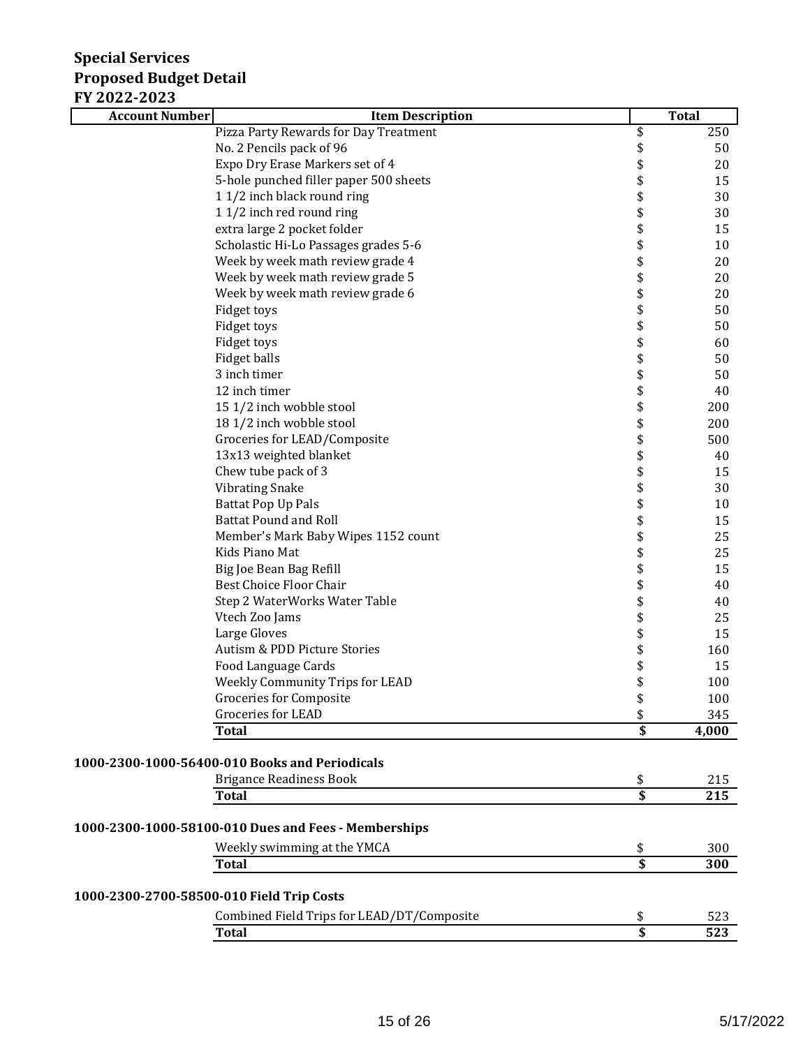**Special Services**
**Proposed Budget Detail**
**FY 2022-2023**

| Account Number | Item Description | Total |
|---|---|---|
| | Pizza Party Rewards for Day Treatment | $ 250 |
| | No. 2 Pencils pack of 96 | $ 50 |
| | Expo Dry Erase Markers set of 4 | $ 20 |
| | 5-hole punched filler paper 500 sheets | $ 15 |
| | 1 1/2 inch black round ring | $ 30 |
| | 1 1/2 inch red round ring | $ 30 |
| | extra large 2 pocket folder | $ 15 |
| | Scholastic Hi-Lo Passages grades 5-6 | $ 10 |
| | Week by week math review grade 4 | $ 20 |
| | Week by week math review grade 5 | $ 20 |
| | Week by week math review grade 6 | $ 20 |
| | Fidget toys | $ 50 |
| | Fidget toys | $ 50 |
| | Fidget toys | $ 60 |
| | Fidget balls | $ 50 |
| | 3 inch timer | $ 50 |
| | 12 inch timer | $ 40 |
| | 15 1/2 inch wobble stool | $ 200 |
| | 18 1/2 inch wobble stool | $ 200 |
| | Groceries for LEAD/Composite | $ 500 |
| | 13x13 weighted blanket | $ 40 |
| | Chew tube pack of 3 | $ 15 |
| | Vibrating Snake | $ 30 |
| | Battat Pop Up Pals | $ 10 |
| | Battat Pound and Roll | $ 15 |
| | Member's Mark Baby Wipes 1152 count | $ 25 |
| | Kids Piano Mat | $ 25 |
| | Big Joe Bean Bag Refill | $ 15 |
| | Best Choice Floor Chair | $ 40 |
| | Step 2 WaterWorks Water Table | $ 40 |
| | Vtech Zoo Jams | $ 25 |
| | Large Gloves | $ 15 |
| | Autism & PDD Picture Stories | $ 160 |
| | Food Language Cards | $ 15 |
| | Weekly Community Trips for LEAD | $ 100 |
| | Groceries for Composite | $ 100 |
| | Groceries for LEAD | $ 345 |
| | **Total** | **$ 4,000** |

**1000-2300-1000-56400-010 Books and Periodicals**

| Item Description | Total |
|---|---|
| Brigance Readiness Book | $ 215 |
| **Total** | **$ 215** |

**1000-2300-1000-58100-010 Dues and Fees - Memberships**

| Item Description | Total |
|---|---|
| Weekly swimming at the YMCA | $ 300 |
| **Total** | **$ 300** |

**1000-2300-2700-58500-010 Field Trip Costs**

| Item Description | Total |
|---|---|
| Combined Field Trips for LEAD/DT/Composite | $ 523 |
| **Total** | **$ 523** |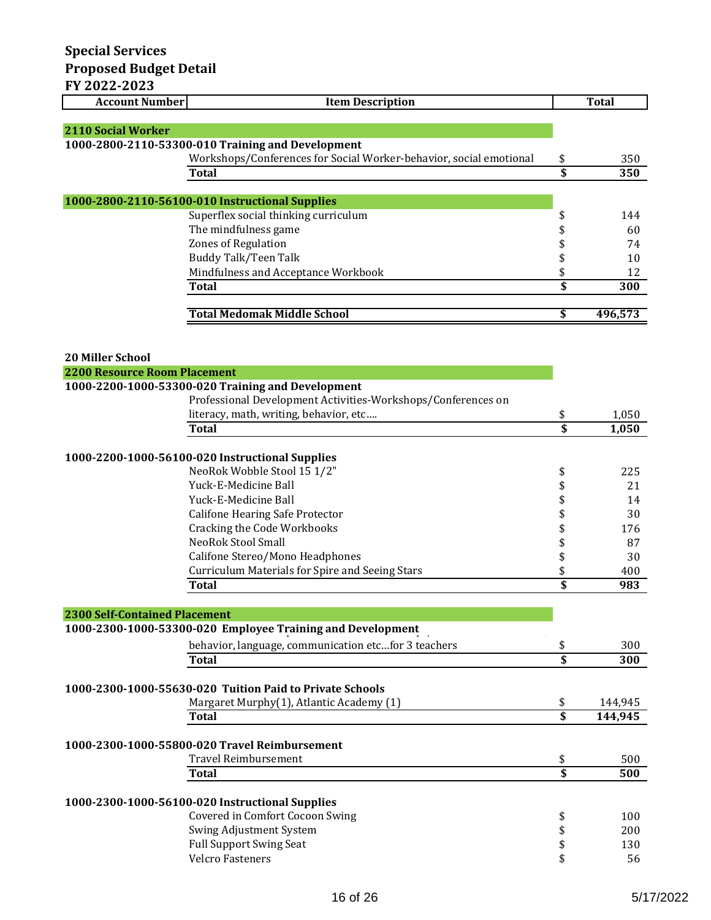# Special Services
## Proposed Budget Detail
## FY 2022-2023

| Account Number | Item Description | Total |
|---|---|---|
| **2110 Social Worker** | | |
| **1000-2800-2110-53300-010 Training and Development** | | |
| | Workshops/Conferences for Social Worker-behavior, social emotional | $ 350 |
| | **Total** | **$ 350** |
| **1000-2800-2110-56100-010 Instructional Supplies** | | |
| | Superflex social thinking curriculum | $ 144 |
| | The mindfulness game | $ 60 |
| | Zones of Regulation | $ 74 |
| | Buddy Talk/Teen Talk | $ 10 |
| | Mindfulness and Acceptance Workbook | $ 12 |
| | **Total** | **$ 300** |
| | **Total Medomak Middle School** | **$ 496,573** |
| **20 Miller School** | | |
| **2200 Resource Room Placement** | | |
| **1000-2200-1000-53300-020 Training and Development** | | |
| | Professional Development Activities-Workshops/Conferences on literacy, math, writing, behavior, etc.... | $ 1,050 |
| | **Total** | **$ 1,050** |
| **1000-2200-1000-56100-020 Instructional Supplies** | | |
| | NeoRok Wobble Stool 15 1/2" | $ 225 |
| | Yuck-E-Medicine Ball | $ 21 |
| | Yuck-E-Medicine Ball | $ 14 |
| | Califone Hearing Safe Protector | $ 30 |
| | Cracking the Code Workbooks | $ 176 |
| | NeoRok Stool Small | $ 87 |
| | Califone Stereo/Mono Headphones | $ 30 |
| | Curriculum Materials for Spire and Seeing Stars | $ 400 |
| | **Total** | **$ 983** |
| **2300 Self-Contained Placement** | | |
| **1000-2300-1000-53300-020 Employee Training and Development** | | |
| | behavior, language, communication etc...for 3 teachers | $ 300 |
| | **Total** | **$ 300** |
| **1000-2300-1000-55630-020 Tuition Paid to Private Schools** | | |
| | Margaret Murphy(1), Atlantic Academy (1) | $ 144,945 |
| | **Total** | **$ 144,945** |
| **1000-2300-1000-55800-020 Travel Reimbursement** | | |
| | Travel Reimbursement | $ 500 |
| | **Total** | **$ 500** |
| **1000-2300-1000-56100-020 Instructional Supplies** | | |
| | Covered in Comfort Cocoon Swing | $ 100 |
| | Swing Adjustment System | $ 200 |
| | Full Support Swing Seat | $ 130 |
| | Velcro Fasteners | $ 56 |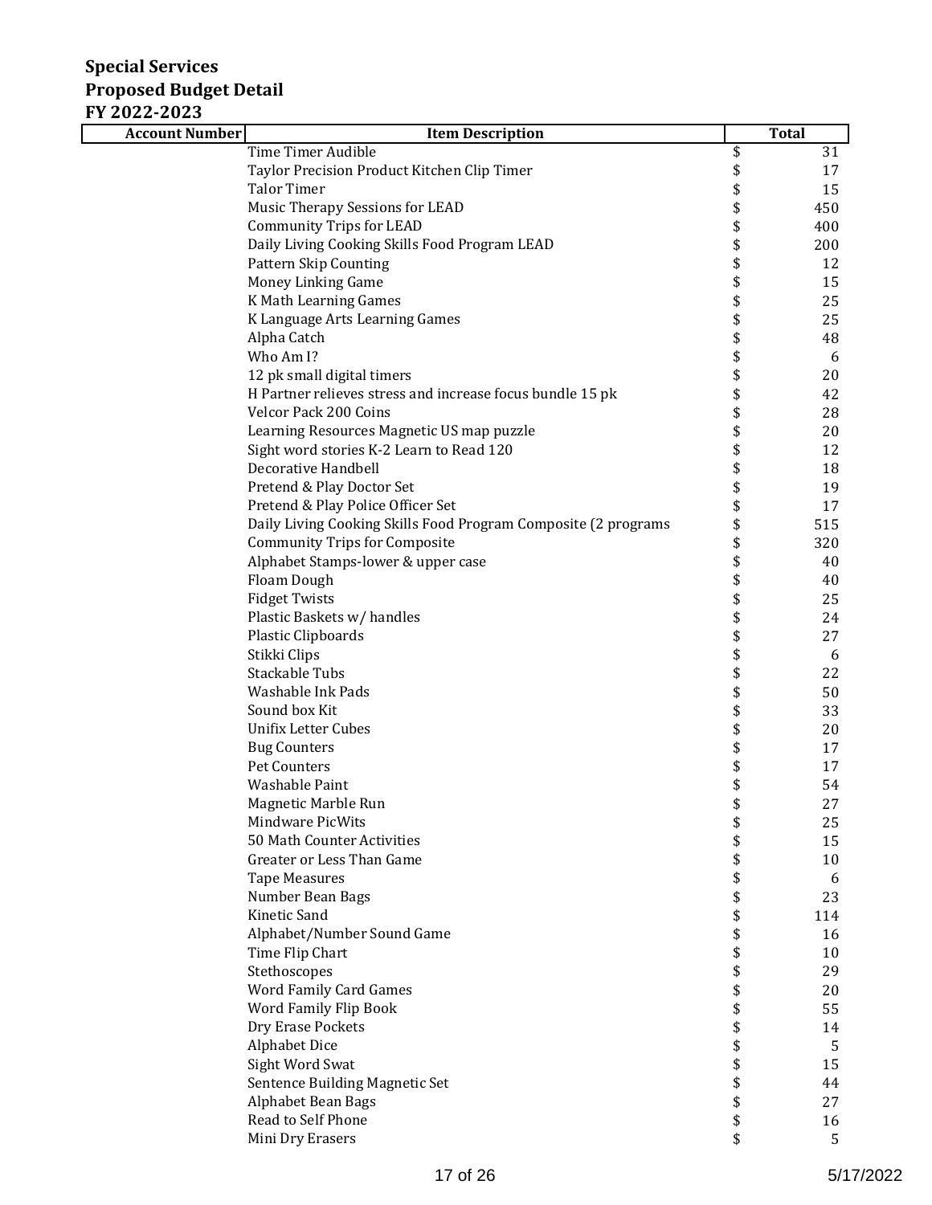**Special Services**
**Proposed Budget Detail**
**FY 2022-2023**

| Account Number | Item Description | Total |
|---|---|---|
| | Time Timer Audible | $ 31 |
| | Taylor Precision Product Kitchen Clip Timer | $ 17 |
| | Talor Timer | $ 15 |
| | Music Therapy Sessions for LEAD | $ 450 |
| | Community Trips for LEAD | $ 400 |
| | Daily Living Cooking Skills Food Program LEAD | $ 200 |
| | Pattern Skip Counting | $ 12 |
| | Money Linking Game | $ 15 |
| | K Math Learning Games | $ 25 |
| | K Language Arts Learning Games | $ 25 |
| | Alpha Catch | $ 48 |
| | Who Am I? | $ 6 |
| | 12 pk small digital timers | $ 20 |
| | H Partner relieves stress and increase focus bundle 15 pk | $ 42 |
| | Velcor Pack 200 Coins | $ 28 |
| | Learning Resources Magnetic US map puzzle | $ 20 |
| | Sight word stories K-2 Learn to Read 120 | $ 12 |
| | Decorative Handbell | $ 18 |
| | Pretend & Play Doctor Set | $ 19 |
| | Pretend & Play Police Officer Set | $ 17 |
| | Daily Living Cooking Skills Food Program Composite (2 programs | $ 515 |
| | Community Trips for Composite | $ 320 |
| | Alphabet Stamps-lower & upper case | $ 40 |
| | Floam Dough | $ 40 |
| | Fidget Twists | $ 25 |
| | Plastic Baskets w/ handles | $ 24 |
| | Plastic Clipboards | $ 27 |
| | Stikki Clips | $ 6 |
| | Stackable Tubs | $ 22 |
| | Washable Ink Pads | $ 50 |
| | Sound box Kit | $ 33 |
| | Unifix Letter Cubes | $ 20 |
| | Bug Counters | $ 17 |
| | Pet Counters | $ 17 |
| | Washable Paint | $ 54 |
| | Magnetic Marble Run | $ 27 |
| | Mindware PicWits | $ 25 |
| | 50 Math Counter Activities | $ 15 |
| | Greater or Less Than Game | $ 10 |
| | Tape Measures | $ 6 |
| | Number Bean Bags | $ 23 |
| | Kinetic Sand | $ 114 |
| | Alphabet/Number Sound Game | $ 16 |
| | Time Flip Chart | $ 10 |
| | Stethoscopes | $ 29 |
| | Word Family Card Games | $ 20 |
| | Word Family Flip Book | $ 55 |
| | Dry Erase Pockets | $ 14 |
| | Alphabet Dice | $ 5 |
| | Sight Word Swat | $ 15 |
| | Sentence Building Magnetic Set | $ 44 |
| | Alphabet Bean Bags | $ 27 |
| | Read to Self Phone | $ 16 |
| | Mini Dry Erasers | $ 5 |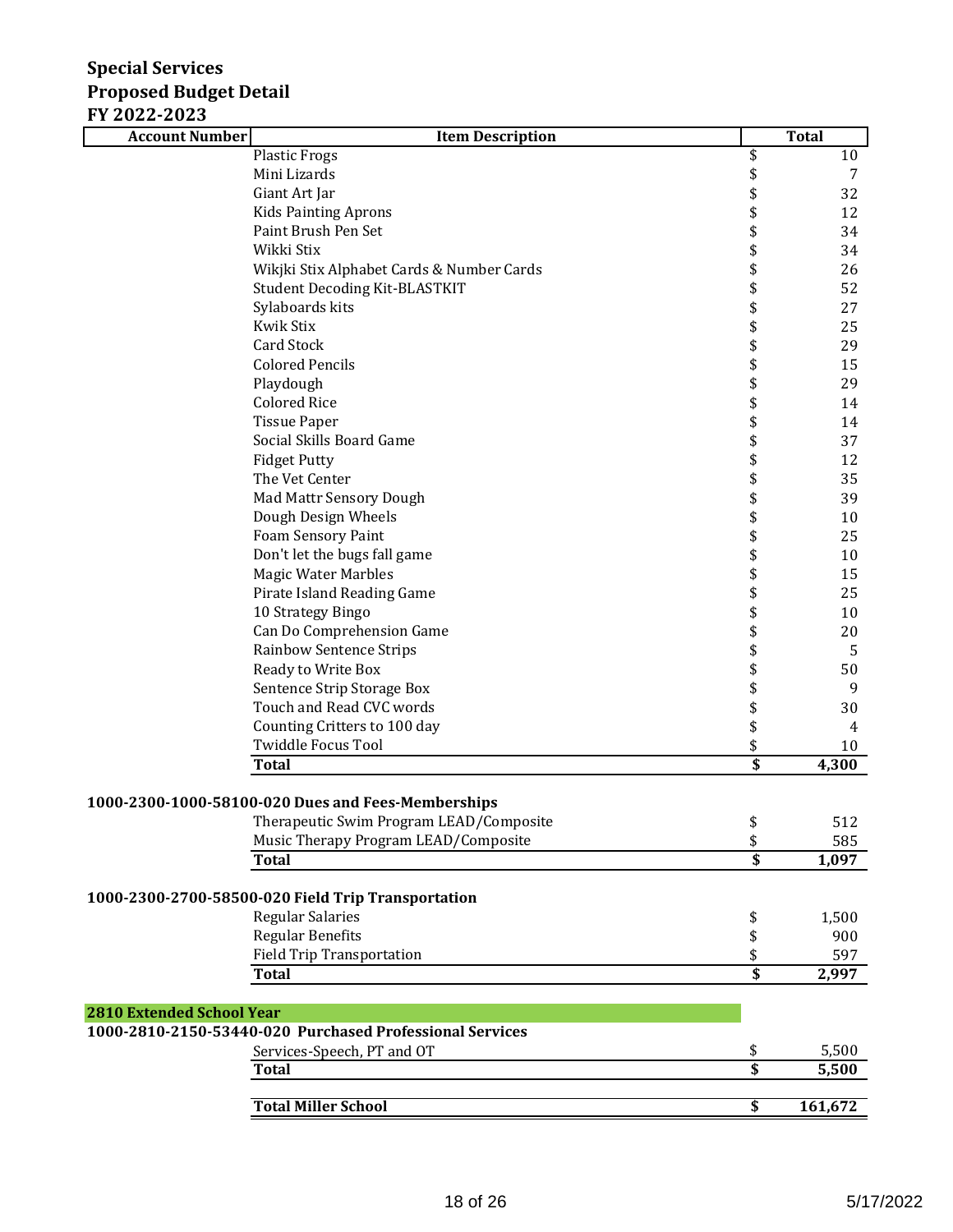# Special Services
# Proposed Budget Detail
# FY 2022-2023

| Account Number | Item Description | Total |
|---|---|---|
| | Plastic Frogs | $ 10 |
| | Mini Lizards | $ 7 |
| | Giant Art Jar | $ 32 |
| | Kids Painting Aprons | $ 12 |
| | Paint Brush Pen Set | $ 34 |
| | Wikki Stix | $ 34 |
| | Wikjki Stix Alphabet Cards & Number Cards | $ 26 |
| | Student Decoding Kit-BLASTKIT | $ 52 |
| | Sylaboards kits | $ 27 |
| | Kwik Stix | $ 25 |
| | Card Stock | $ 29 |
| | Colored Pencils | $ 15 |
| | Playdough | $ 29 |
| | Colored Rice | $ 14 |
| | Tissue Paper | $ 14 |
| | Social Skills Board Game | $ 37 |
| | Fidget Putty | $ 12 |
| | The Vet Center | $ 35 |
| | Mad Mattr Sensory Dough | $ 39 |
| | Dough Design Wheels | $ 10 |
| | Foam Sensory Paint | $ 25 |
| | Don't let the bugs fall game | $ 10 |
| | Magic Water Marbles | $ 15 |
| | Pirate Island Reading Game | $ 25 |
| | 10 Strategy Bingo | $ 10 |
| | Can Do Comprehension Game | $ 20 |
| | Rainbow Sentence Strips | $ 5 |
| | Ready to Write Box | $ 50 |
| | Sentence Strip Storage Box | $ 9 |
| | Touch and Read CVC words | $ 30 |
| | Counting Critters to 100 day | $ 4 |
| | Twiddle Focus Tool | $ 10 |
| | **Total** | **$ 4,300** |
| **1000-2300-1000-58100-020 Dues and Fees-Memberships** | | |
| | Therapeutic Swim Program LEAD/Composite | $ 512 |
| | Music Therapy Program LEAD/Composite | $ 585 |
| | **Total** | **$ 1,097** |
| **1000-2300-2700-58500-020 Field Trip Transportation** | | |
| | Regular Salaries | $ 1,500 |
| | Regular Benefits | $ 900 |
| | Field Trip Transportation | $ 597 |
| | **Total** | **$ 2,997** |
| **2810 Extended School Year** | | |
| **1000-2810-2150-53440-020 Purchased Professional Services** | | |
| | Services-Speech, PT and OT | $ 5,500 |
| | **Total** | **$ 5,500** |
| | **Total Miller School** | **$ 161,672** |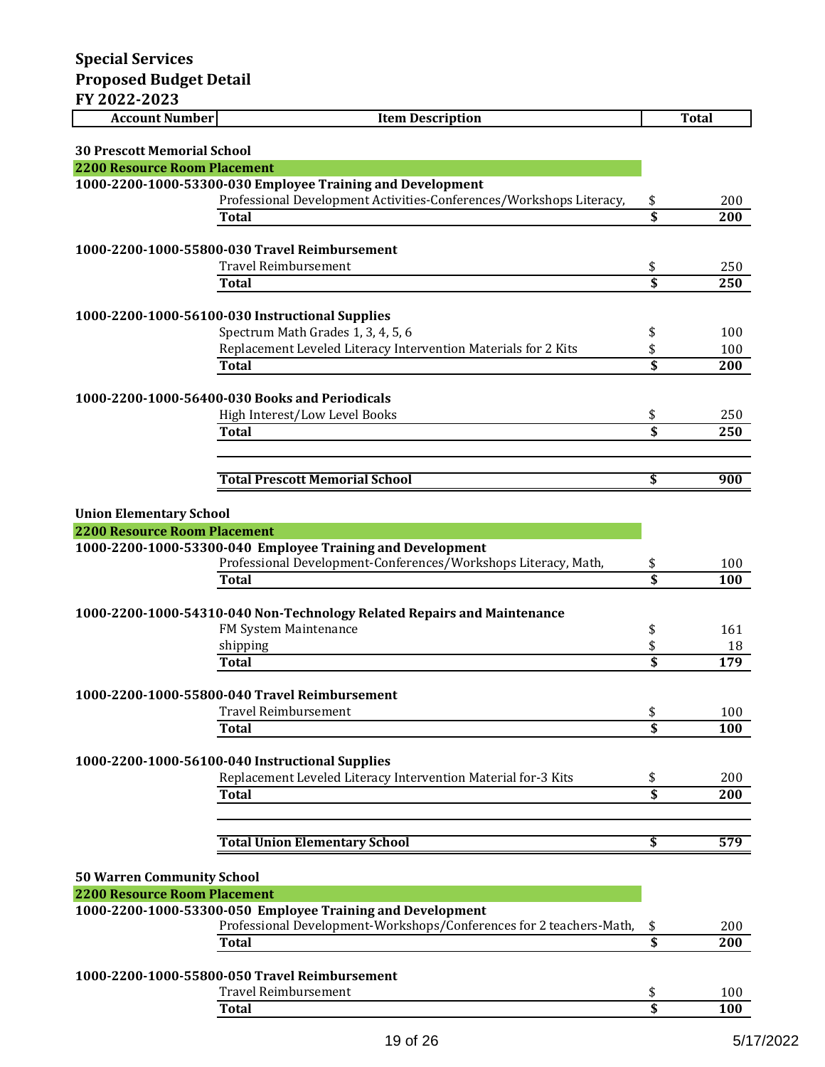# Special Services
## Proposed Budget Detail
## FY 2022-2023

| Account Number | Item Description | Total |
|---|---|---|
| **30 Prescott Memorial School** | | |
| **2200 Resource Room Placement** | | |
| **1000-2200-1000-53300-030 Employee Training and Development** | | |
| | Professional Development Activities-Conferences/Workshops Literacy, | $ 200 |
| | **Total** | **$ 200** |
| **1000-2200-1000-55800-030 Travel Reimbursement** | | |
| | Travel Reimbursement | $ 250 |
| | **Total** | **$ 250** |
| **1000-2200-1000-56100-030 Instructional Supplies** | | |
| | Spectrum Math Grades 1, 3, 4, 5, 6 | $ 100 |
| | Replacement Leveled Literacy Intervention Materials for 2 Kits | $ 100 |
| | **Total** | **$ 200** |
| **1000-2200-1000-56400-030 Books and Periodicals** | | |
| | High Interest/Low Level Books | $ 250 |
| | **Total** | **$ 250** |
| | **Total Prescott Memorial School** | **$ 900** |
| **Union Elementary School** | | |
| **2200 Resource Room Placement** | | |
| **1000-2200-1000-53300-040 Employee Training and Development** | | |
| | Professional Development-Conferences/Workshops Literacy, Math, | $ 100 |
| | **Total** | **$ 100** |
| **1000-2200-1000-54310-040 Non-Technology Related Repairs and Maintenance** | | |
| | FM System Maintenance | $ 161 |
| | shipping | $ 18 |
| | **Total** | **$ 179** |
| **1000-2200-1000-55800-040 Travel Reimbursement** | | |
| | Travel Reimbursement | $ 100 |
| | **Total** | **$ 100** |
| **1000-2200-1000-56100-040 Instructional Supplies** | | |
| | Replacement Leveled Literacy Intervention Material for-3 Kits | $ 200 |
| | **Total** | **$ 200** |
| | **Total Union Elementary School** | **$ 579** |
| **50 Warren Community School** | | |
| **2200 Resource Room Placement** | | |
| **1000-2200-1000-53300-050 Employee Training and Development** | | |
| | Professional Development-Workshops/Conferences for 2 teachers-Math, | $ 200 |
| | **Total** | **$ 200** |
| **1000-2200-1000-55800-050 Travel Reimbursement** | | |
| | Travel Reimbursement | $ 100 |
| | **Total** | **$ 100** |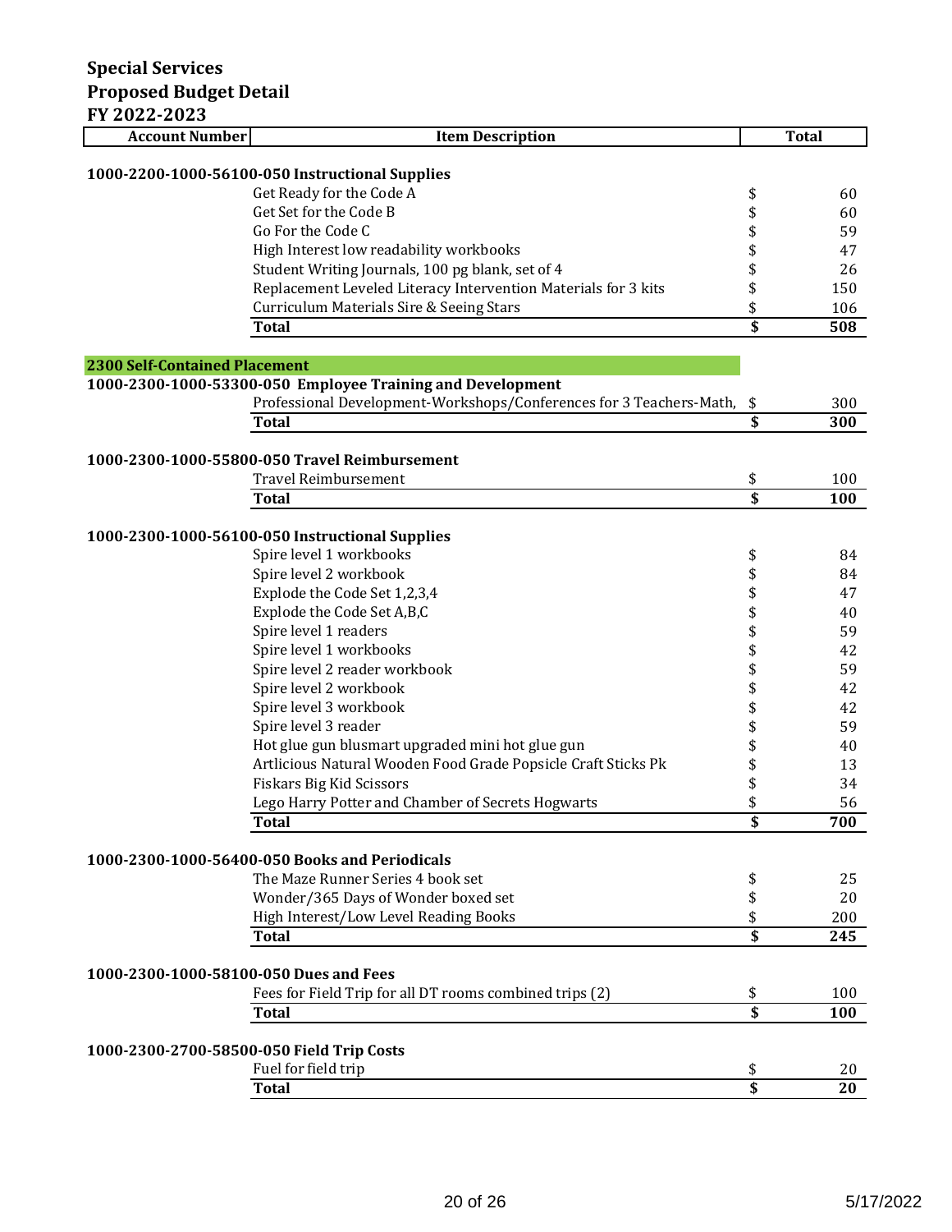# Special Services
## Proposed Budget Detail
## FY 2022-2023

| Account Number | Item Description | Total |
|---|---|---|
| **1000-2200-1000-56100-050 Instructional Supplies** | | |
| | Get Ready for the Code A | $ 60 |
| | Get Set for the Code B | $ 60 |
| | Go For the Code C | $ 59 |
| | High Interest low readability workbooks | $ 47 |
| | Student Writing Journals, 100 pg blank, set of 4 | $ 26 |
| | Replacement Leveled Literacy Intervention Materials for 3 kits | $ 150 |
| | Curriculum Materials Sire & Seeing Stars | $ 106 |
| | **Total** | **$ 508** |
| **2300 Self-Contained Placement** | | |
| **1000-2300-1000-53300-050 Employee Training and Development** | | |
| | Professional Development-Workshops/Conferences for 3 Teachers-Math, | $ 300 |
| | **Total** | **$ 300** |
| **1000-2300-1000-55800-050 Travel Reimbursement** | | |
| | Travel Reimbursement | $ 100 |
| | **Total** | **$ 100** |
| **1000-2300-1000-56100-050 Instructional Supplies** | | |
| | Spire level 1 workbooks | $ 84 |
| | Spire level 2 workbook | $ 84 |
| | Explode the Code Set 1,2,3,4 | $ 47 |
| | Explode the Code Set A,B,C | $ 40 |
| | Spire level 1 readers | $ 59 |
| | Spire level 1 workbooks | $ 42 |
| | Spire level 2 reader workbook | $ 59 |
| | Spire level 2 workbook | $ 42 |
| | Spire level 3 workbook | $ 42 |
| | Spire level 3 reader | $ 59 |
| | Hot glue gun blusmart upgraded mini hot glue gun | $ 40 |
| | Artlicious Natural Wooden Food Grade Popsicle Craft Sticks Pk | $ 13 |
| | Fiskars Big Kid Scissors | $ 34 |
| | Lego Harry Potter and Chamber of Secrets Hogwarts | $ 56 |
| | **Total** | **$ 700** |
| **1000-2300-1000-56400-050 Books and Periodicals** | | |
| | The Maze Runner Series 4 book set | $ 25 |
| | Wonder/365 Days of Wonder boxed set | $ 20 |
| | High Interest/Low Level Reading Books | $ 200 |
| | **Total** | **$ 245** |
| **1000-2300-1000-58100-050 Dues and Fees** | | |
| | Fees for Field Trip for all DT rooms combined trips (2) | $ 100 |
| | **Total** | **$ 100** |
| **1000-2300-2700-58500-050 Field Trip Costs** | | |
| | Fuel for field trip | $ 20 |
| | **Total** | **$ 20** |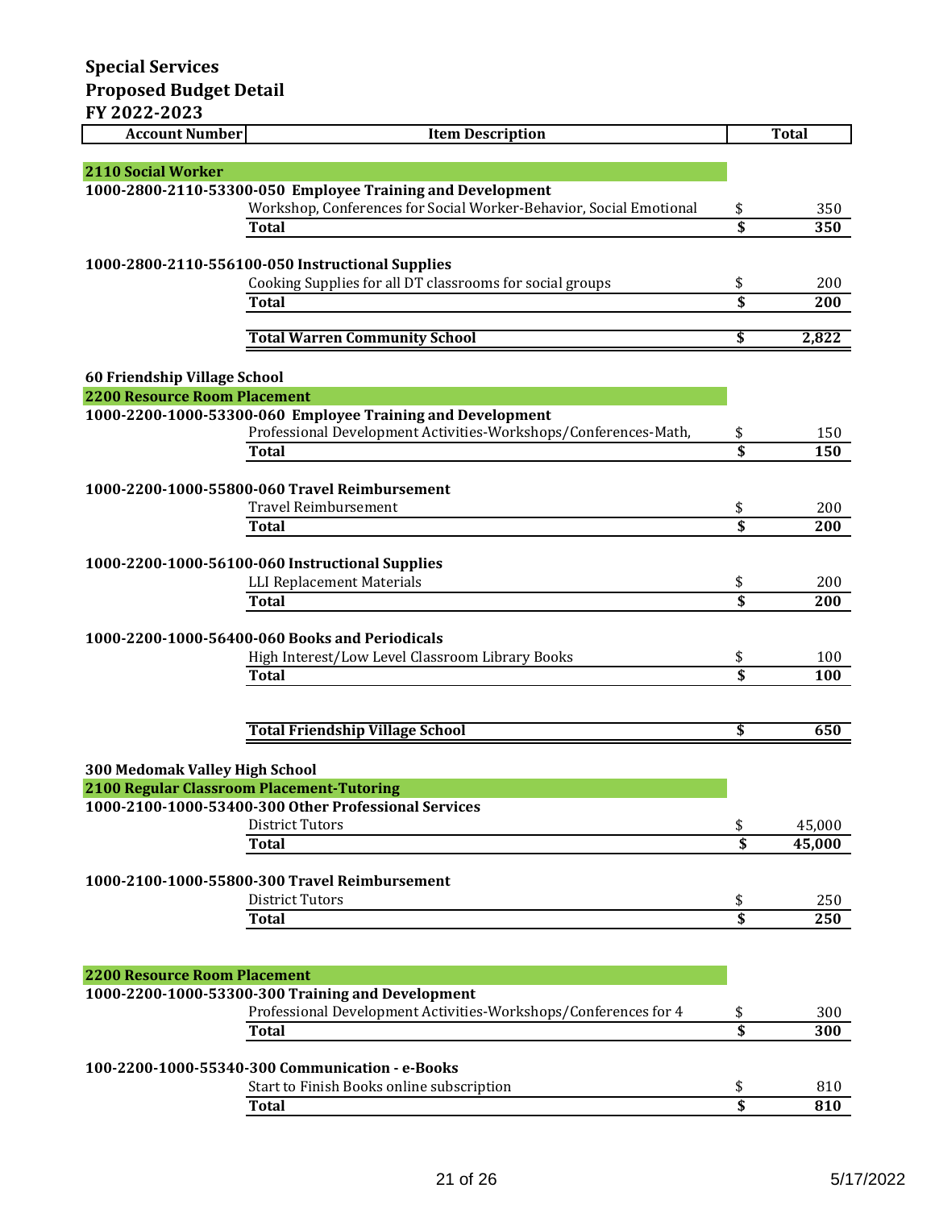**Special Services**
**Proposed Budget Detail**
**FY 2022-2023**

| Account Number | Item Description | Total |
|---|---|---|
| **2110 Social Worker** | | |
| **1000-2800-2110-53300-050 Employee Training and Development** | | |
| | Workshop, Conferences for Social Worker-Behavior, Social Emotional | $ 350 |
| | **Total** | **$ 350** |
| **1000-2800-2110-556100-050 Instructional Supplies** | | |
| | Cooking Supplies for all DT classrooms for social groups | $ 200 |
| | **Total** | **$ 200** |
| | **Total Warren Community School** | **$ 2,822** |
| **60 Friendship Village School** | | |
| **2200 Resource Room Placement** | | |
| **1000-2200-1000-53300-060 Employee Training and Development** | | |
| | Professional Development Activities-Workshops/Conferences-Math, | $ 150 |
| | **Total** | **$ 150** |
| **1000-2200-1000-55800-060 Travel Reimbursement** | | |
| | Travel Reimbursement | $ 200 |
| | **Total** | **$ 200** |
| **1000-2200-1000-56100-060 Instructional Supplies** | | |
| | LLI Replacement Materials | $ 200 |
| | **Total** | **$ 200** |
| **1000-2200-1000-56400-060 Books and Periodicals** | | |
| | High Interest/Low Level Classroom Library Books | $ 100 |
| | **Total** | **$ 100** |
| | **Total Friendship Village School** | **$ 650** |
| **300 Medomak Valley High School** | | |
| **2100 Regular Classroom Placement-Tutoring** | | |
| **1000-2100-1000-53400-300 Other Professional Services** | | |
| | District Tutors | $ 45,000 |
| | **Total** | **$ 45,000** |
| **1000-2100-1000-55800-300 Travel Reimbursement** | | |
| | District Tutors | $ 250 |
| | **Total** | **$ 250** |
| **2200 Resource Room Placement** | | |
| **1000-2200-1000-53300-300 Training and Development** | | |
| | Professional Development Activities-Workshops/Conferences for 4 | $ 300 |
| | **Total** | **$ 300** |
| **100-2200-1000-55340-300 Communication - e-Books** | | |
| | Start to Finish Books online subscription | $ 810 |
| | **Total** | **$ 810** |

5/17/2022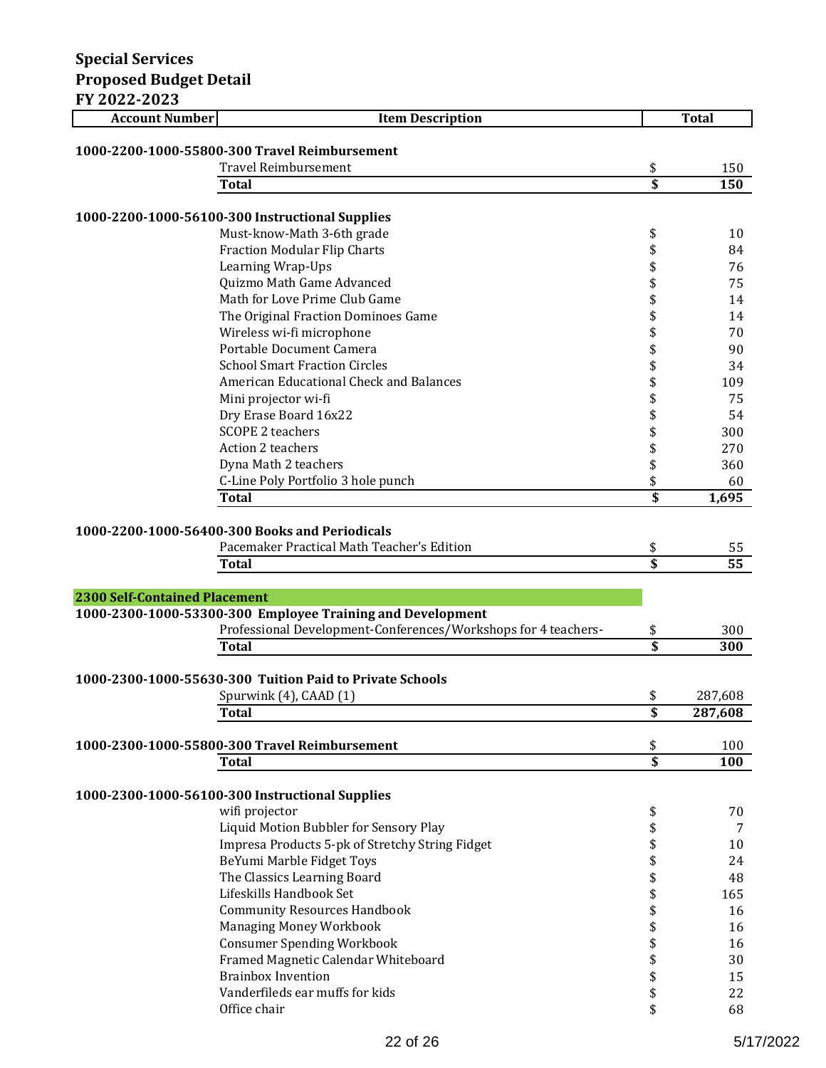**Special Services**
**Proposed Budget Detail**
**FY 2022-2023**

| Account Number | Item Description | Total |
|---|---|---|
| **1000-2200-1000-55800-300 Travel Reimbursement** | | |
| | Travel Reimbursement | $ 150 |
| | **Total** | **$ 150** |
| **1000-2200-1000-56100-300 Instructional Supplies** | | |
| | Must-know-Math 3-6th grade | $ 10 |
| | Fraction Modular Flip Charts | $ 84 |
| | Learning Wrap-Ups | $ 76 |
| | Quizmo Math Game Advanced | $ 75 |
| | Math for Love Prime Club Game | $ 14 |
| | The Original Fraction Dominoes Game | $ 14 |
| | Wireless wi-fi microphone | $ 70 |
| | Portable Document Camera | $ 90 |
| | School Smart Fraction Circles | $ 34 |
| | American Educational Check and Balances | $ 109 |
| | Mini projector wi-fi | $ 75 |
| | Dry Erase Board 16x22 | $ 54 |
| | SCOPE 2 teachers | $ 300 |
| | Action 2 teachers | $ 270 |
| | Dyna Math 2 teachers | $ 360 |
| | C-Line Poly Portfolio 3 hole punch | $ 60 |
| | **Total** | **$ 1,695** |
| **1000-2200-1000-56400-300 Books and Periodicals** | | |
| | Pacemaker Practical Math Teacher's Edition | $ 55 |
| | **Total** | **$ 55** |
| **2300 Self-Contained Placement** | | |
| **1000-2300-1000-53300-300 Employee Training and Development** | | |
| | Professional Development-Conferences/Workshops for 4 teachers- | $ 300 |
| | **Total** | **$ 300** |
| **1000-2300-1000-55630-300 Tuition Paid to Private Schools** | | |
| | Spurwink (4), CAAD (1) | $ 287,608 |
| | **Total** | **$ 287,608** |
| **1000-2300-1000-55800-300 Travel Reimbursement** | | $ 100 |
| | **Total** | **$ 100** |
| **1000-2300-1000-56100-300 Instructional Supplies** | | |
| | wifi projector | $ 70 |
| | Liquid Motion Bubbler for Sensory Play | $ 7 |
| | Impresa Products 5-pk of Stretchy String Fidget | $ 10 |
| | BeYumi Marble Fidget Toys | $ 24 |
| | The Classics Learning Board | $ 48 |
| | Lifeskills Handbook Set | $ 165 |
| | Community Resources Handbook | $ 16 |
| | Managing Money Workbook | $ 16 |
| | Consumer Spending Workbook | $ 16 |
| | Framed Magnetic Calendar Whiteboard | $ 30 |
| | Brainbox Invention | $ 15 |
| | Vanderfileds ear muffs for kids | $ 22 |
| | Office chair | $ 68 |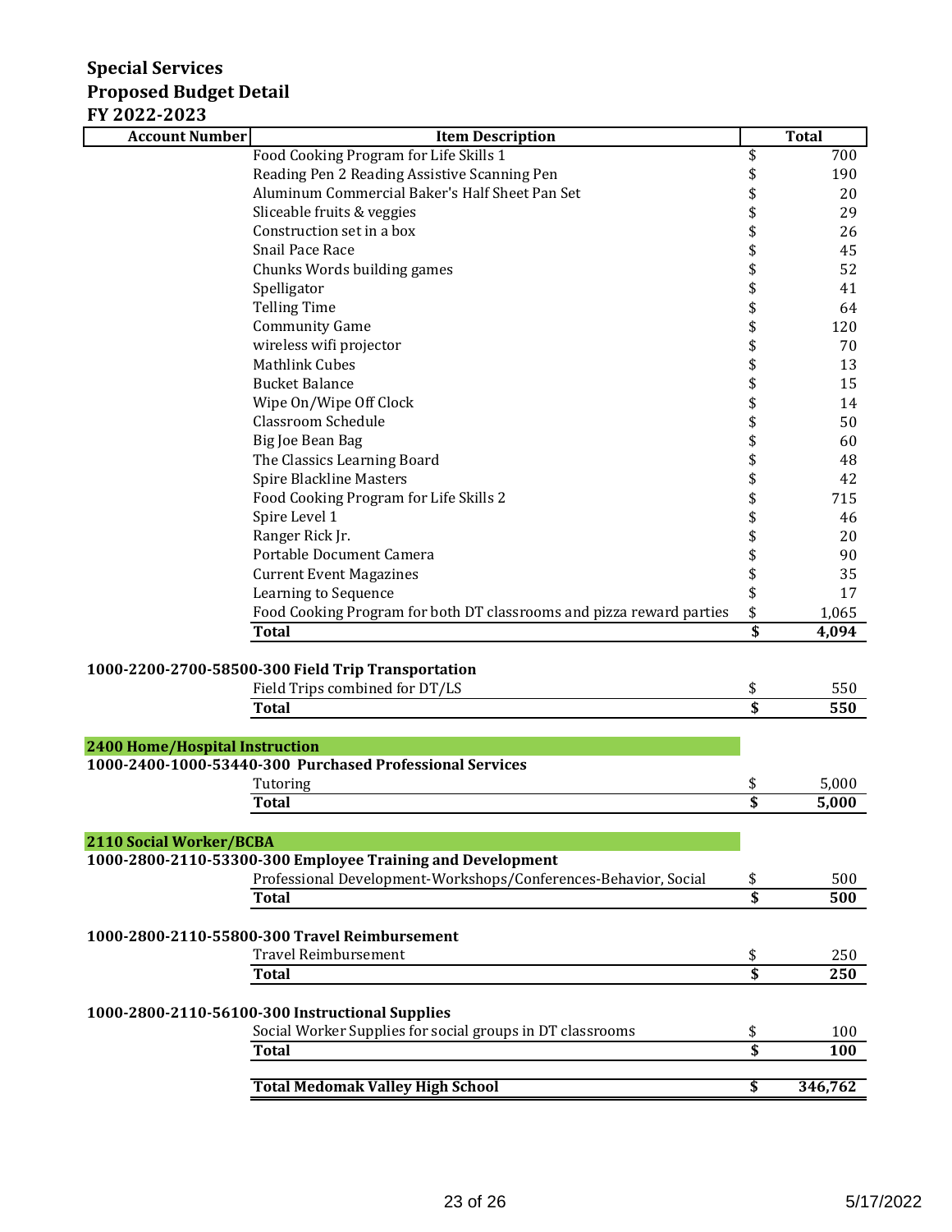**Special Services**
**Proposed Budget Detail**
**FY 2022-2023**

| Account Number | Item Description | Total |
|---|---|---|
| | Food Cooking Program for Life Skills 1 | $ 700 |
| | Reading Pen 2 Reading Assistive Scanning Pen | $ 190 |
| | Aluminum Commercial Baker's Half Sheet Pan Set | $ 20 |
| | Sliceable fruits & veggies | $ 29 |
| | Construction set in a box | $ 26 |
| | Snail Pace Race | $ 45 |
| | Chunks Words building games | $ 52 |
| | Spelligator | $ 41 |
| | Telling Time | $ 64 |
| | Community Game | $ 120 |
| | wireless wifi projector | $ 70 |
| | Mathlink Cubes | $ 13 |
| | Bucket Balance | $ 15 |
| | Wipe On/Wipe Off Clock | $ 14 |
| | Classroom Schedule | $ 50 |
| | Big Joe Bean Bag | $ 60 |
| | The Classics Learning Board | $ 48 |
| | Spire Blackline Masters | $ 42 |
| | Food Cooking Program for Life Skills 2 | $ 715 |
| | Spire Level 1 | $ 46 |
| | Ranger Rick Jr. | $ 20 |
| | Portable Document Camera | $ 90 |
| | Current Event Magazines | $ 35 |
| | Learning to Sequence | $ 17 |
| | Food Cooking Program for both DT classrooms and pizza reward parties | $ 1,065 |
| | **Total** | **$ 4,094** |
| **1000-2200-2700-58500-300 Field Trip Transportation** | | |
| | Field Trips combined for DT/LS | $ 550 |
| | **Total** | **$ 550** |
| **2400 Home/Hospital Instruction** | | |
| **1000-2400-1000-53440-300 Purchased Professional Services** | | |
| | Tutoring | $ 5,000 |
| | **Total** | **$ 5,000** |
| **2110 Social Worker/BCBA** | | |
| **1000-2800-2110-53300-300 Employee Training and Development** | | |
| | Professional Development-Workshops/Conferences-Behavior, Social | $ 500 |
| | **Total** | **$ 500** |
| **1000-2800-2110-55800-300 Travel Reimbursement** | | |
| | Travel Reimbursement | $ 250 |
| | **Total** | **$ 250** |
| **1000-2800-2110-56100-300 Instructional Supplies** | | |
| | Social Worker Supplies for social groups in DT classrooms | $ 100 |
| | **Total** | **$ 100** |
| | **Total Medomak Valley High School** | **$ 346,762** |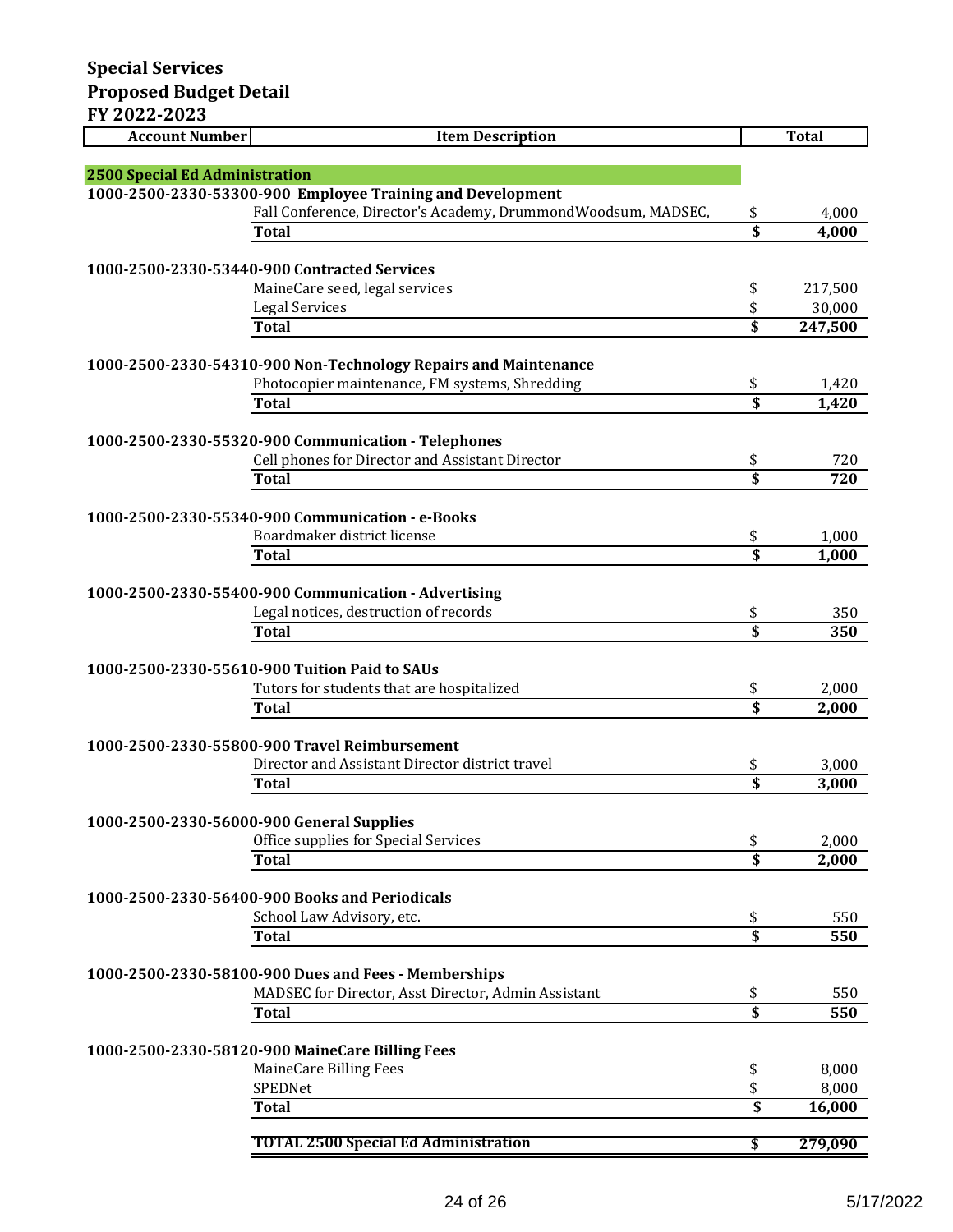# Special Services
## Proposed Budget Detail
## FY 2022-2023

| Account Number | Item Description | Total |
|---|---|---|
| **2500 Special Ed Administration** | | |
| **1000-2500-2330-53300-900 Employee Training and Development** | | |
| | Fall Conference, Director's Academy, DrummondWoodsum, MADSEC, | $ 4,000 |
| | **Total** | **$ 4,000** |
| **1000-2500-2330-53440-900 Contracted Services** | | |
| | MaineCare seed, legal services | $ 217,500 |
| | Legal Services | $ 30,000 |
| | **Total** | **$ 247,500** |
| **1000-2500-2330-54310-900 Non-Technology Repairs and Maintenance** | | |
| | Photocopier maintenance, FM systems, Shredding | $ 1,420 |
| | **Total** | **$ 1,420** |
| **1000-2500-2330-55320-900 Communication - Telephones** | | |
| | Cell phones for Director and Assistant Director | $ 720 |
| | **Total** | **$ 720** |
| **1000-2500-2330-55340-900 Communication - e-Books** | | |
| | Boardmaker district license | $ 1,000 |
| | **Total** | **$ 1,000** |
| **1000-2500-2330-55400-900 Communication - Advertising** | | |
| | Legal notices, destruction of records | $ 350 |
| | **Total** | **$ 350** |
| **1000-2500-2330-55610-900 Tuition Paid to SAUs** | | |
| | Tutors for students that are hospitalized | $ 2,000 |
| | **Total** | **$ 2,000** |
| **1000-2500-2330-55800-900 Travel Reimbursement** | | |
| | Director and Assistant Director district travel | $ 3,000 |
| | **Total** | **$ 3,000** |
| **1000-2500-2330-56000-900 General Supplies** | | |
| | Office supplies for Special Services | $ 2,000 |
| | **Total** | **$ 2,000** |
| **1000-2500-2330-56400-900 Books and Periodicals** | | |
| | School Law Advisory, etc. | $ 550 |
| | **Total** | **$ 550** |
| **1000-2500-2330-58100-900 Dues and Fees - Memberships** | | |
| | MADSEC for Director, Asst Director, Admin Assistant | $ 550 |
| | **Total** | **$ 550** |
| **1000-2500-2330-58120-900 MaineCare Billing Fees** | | |
| | MaineCare Billing Fees | $ 8,000 |
| | SPEDNet | $ 8,000 |
| | **Total** | **$ 16,000** |
| | **TOTAL 2500 Special Ed Administration** | **$ 279,090** |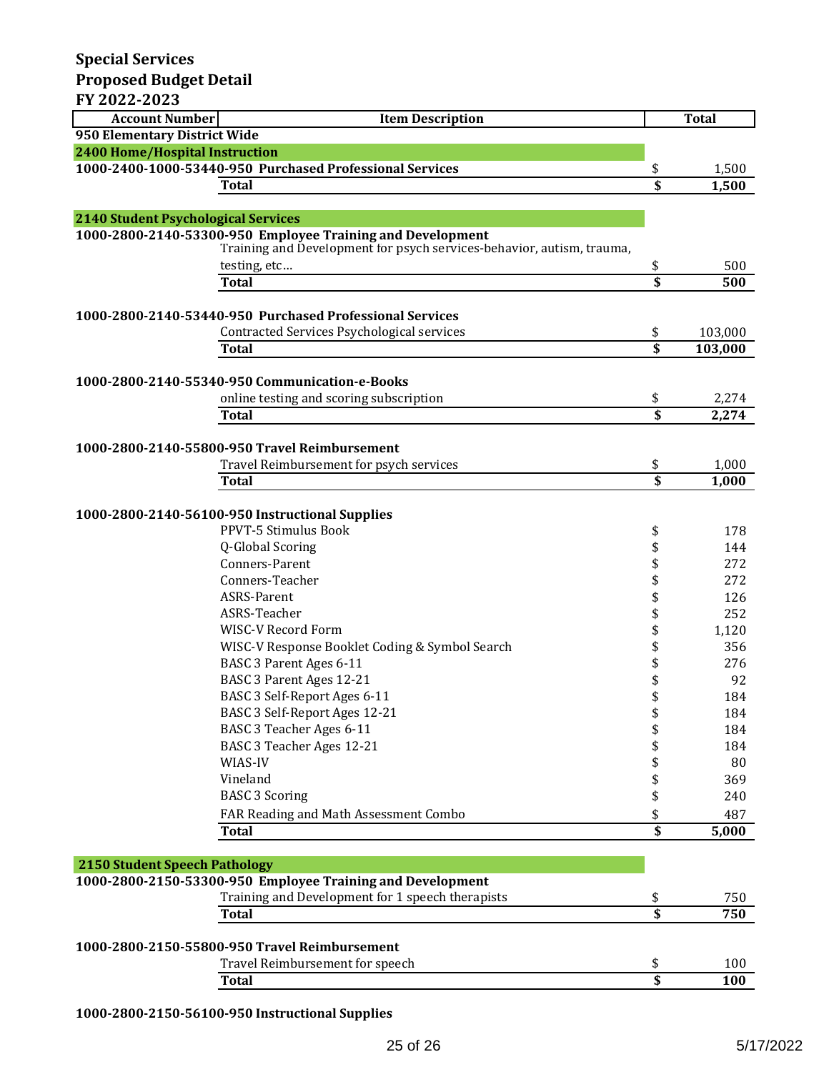## Special Services
## Proposed Budget Detail
## FY 2022-2023

| Account Number | Item Description | Total |
|---|---|---|
| **950 Elementary District Wide** | | |
| **2400 Home/Hospital Instruction** | | |
| **1000-2400-1000-53440-950 Purchased Professional Services** | | $ 1,500 |
| | **Total** | **$ 1,500** |
| **2140 Student Psychological Services** | | |
| **1000-2800-2140-53300-950 Employee Training and Development** | | |
| | Training and Development for psych services-behavior, autism, trauma, testing, etc… | $ 500 |
| | **Total** | **$ 500** |
| **1000-2800-2140-53440-950 Purchased Professional Services** | | |
| | Contracted Services Psychological services | $ 103,000 |
| | **Total** | **$ 103,000** |
| **1000-2800-2140-55340-950 Communication-e-Books** | | |
| | online testing and scoring subscription | $ 2,274 |
| | **Total** | **$ 2,274** |
| **1000-2800-2140-55800-950 Travel Reimbursement** | | |
| | Travel Reimbursement for psych services | $ 1,000 |
| | **Total** | **$ 1,000** |
| **1000-2800-2140-56100-950 Instructional Supplies** | | |
| | PPVT-5 Stimulus Book | $ 178 |
| | Q-Global Scoring | $ 144 |
| | Conners-Parent | $ 272 |
| | Conners-Teacher | $ 272 |
| | ASRS-Parent | $ 126 |
| | ASRS-Teacher | $ 252 |
| | WISC-V Record Form | $ 1,120 |
| | WISC-V Response Booklet Coding & Symbol Search | $ 356 |
| | BASC 3 Parent Ages 6-11 | $ 276 |
| | BASC 3 Parent Ages 12-21 | $ 92 |
| | BASC 3 Self-Report Ages 6-11 | $ 184 |
| | BASC 3 Self-Report Ages 12-21 | $ 184 |
| | BASC 3 Teacher Ages 6-11 | $ 184 |
| | BASC 3 Teacher Ages 12-21 | $ 184 |
| | WIAS-IV | $ 80 |
| | Vineland | $ 369 |
| | BASC 3 Scoring | $ 240 |
| | FAR Reading and Math Assessment Combo | $ 487 |
| | **Total** | **$ 5,000** |
| **2150 Student Speech Pathology** | | |
| **1000-2800-2150-53300-950 Employee Training and Development** | | |
| | Training and Development for 1 speech therapists | $ 750 |
| | **Total** | **$ 750** |
| **1000-2800-2150-55800-950 Travel Reimbursement** | | |
| | Travel Reimbursement for speech | $ 100 |
| | **Total** | **$ 100** |
| **1000-2800-2150-56100-950 Instructional Supplies** | | |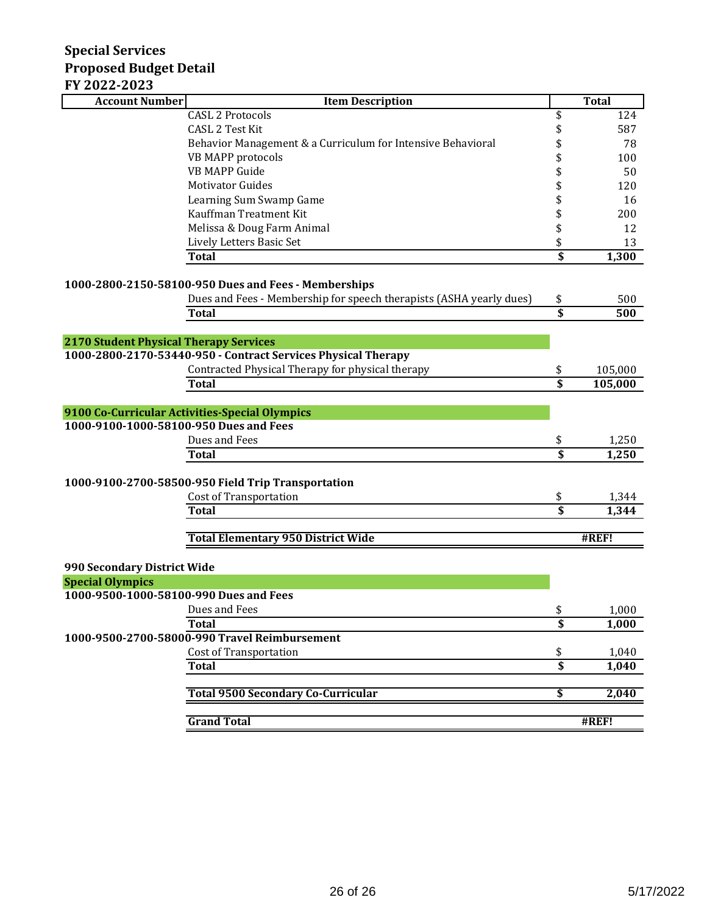# Special Services
## Proposed Budget Detail
## FY 2022-2023

| Account Number | Item Description | Total |
|---|---|---|
| | CASL 2 Protocols | $ 124 |
| | CASL 2 Test Kit | $ 587 |
| | Behavior Management & a Curriculum for Intensive Behavioral | $ 78 |
| | VB MAPP protocols | $ 100 |
| | VB MAPP Guide | $ 50 |
| | Motivator Guides | $ 120 |
| | Learning Sum Swamp Game | $ 16 |
| | Kauffman Treatment Kit | $ 200 |
| | Melissa & Doug Farm Animal | $ 12 |
| | Lively Letters Basic Set | $ 13 |
| | **Total** | **$ 1,300** |
| **1000-2800-2150-58100-950 Dues and Fees - Memberships** | | |
| | Dues and Fees - Membership for speech therapists (ASHA yearly dues) | $ 500 |
| | **Total** | **$ 500** |
| **2170 Student Physical Therapy Services** | | |
| **1000-2800-2170-53440-950 - Contract Services Physical Therapy** | | |
| | Contracted Physical Therapy for physical therapy | $ 105,000 |
| | **Total** | **$ 105,000** |
| **9100 Co-Curricular Activities-Special Olympics** | | |
| **1000-9100-1000-58100-950 Dues and Fees** | | |
| | Dues and Fees | $ 1,250 |
| | **Total** | **$ 1,250** |
| **1000-9100-2700-58500-950 Field Trip Transportation** | | |
| | Cost of Transportation | $ 1,344 |
| | **Total** | **$ 1,344** |
| | **Total Elementary 950 District Wide** | **#REF!** |
| **990 Secondary District Wide** | | |
| **Special Olympics** | | |
| **1000-9500-1000-58100-990 Dues and Fees** | | |
| | Dues and Fees | $ 1,000 |
| | **Total** | **$ 1,000** |
| **1000-9500-2700-58000-990 Travel Reimbursement** | | |
| | Cost of Transportation | $ 1,040 |
| | **Total** | **$ 1,040** |
| | **Total 9500 Secondary Co-Curricular** | **$ 2,040** |
| | **Grand Total** | **#REF!** |

5/17/2022